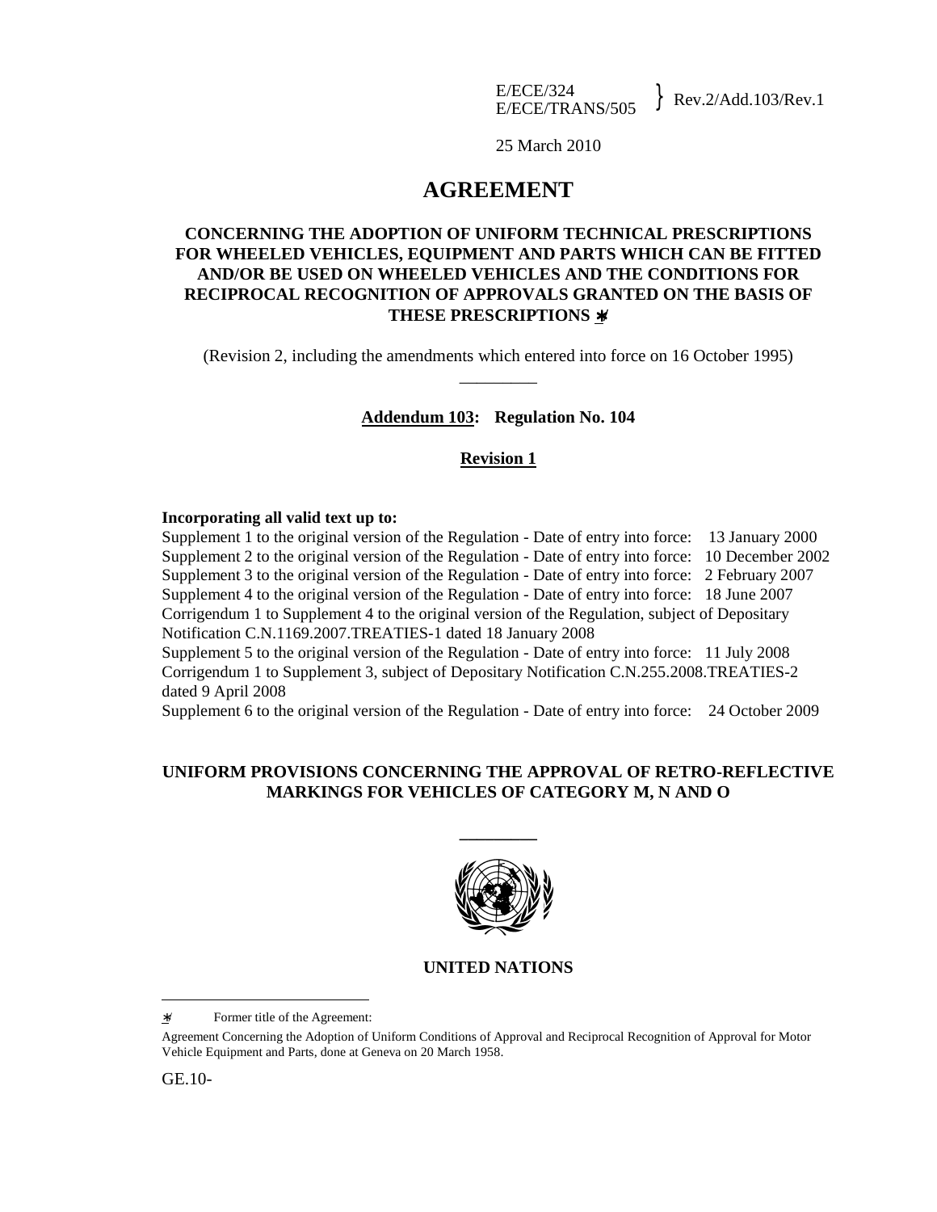E/ECE/324
E/ECE/TRANS/505 } Rev.2/Add.103/Rev.1

25 March 2010

# AGREEMENT

## CONCERNING THE ADOPTION OF UNIFORM TECHNICAL PRESCRIPTIONS FOR WHEELED VEHICLES, EQUIPMENT AND PARTS WHICH CAN BE FITTED AND/OR BE USED ON WHEELED VEHICLES AND THE CONDITIONS FOR RECIPROCAL RECOGNITION OF APPROVALS GRANTED ON THE BASIS OF THESE PRESCRIPTIONS */

(Revision 2, including the amendments which entered into force on 16 October 1995)

_________

**Addendum 103: Regulation No. 104**

**Revision 1**

**Incorporating all valid text up to:**

Supplement 1 to the original version of the Regulation - Date of entry into force: 13 January 2000
Supplement 2 to the original version of the Regulation - Date of entry into force: 10 December 2002
Supplement 3 to the original version of the Regulation - Date of entry into force: 2 February 2007
Supplement 4 to the original version of the Regulation - Date of entry into force: 18 June 2007
Corrigendum 1 to Supplement 4 to the original version of the Regulation, subject of Depositary Notification C.N.1169.2007.TREATIES-1 dated 18 January 2008
Supplement 5 to the original version of the Regulation - Date of entry into force: 11 July 2008
Corrigendum 1 to Supplement 3, subject of Depositary Notification C.N.255.2008.TREATIES-2 dated 9 April 2008
Supplement 6 to the original version of the Regulation - Date of entry into force: 24 October 2009

## UNIFORM PROVISIONS CONCERNING THE APPROVAL OF RETRO-REFLECTIVE MARKINGS FOR VEHICLES OF CATEGORY M, N AND O

_________

**UNITED NATIONS**

*/ Former title of the Agreement:

Agreement Concerning the Adoption of Uniform Conditions of Approval and Reciprocal Recognition of Approval for Motor Vehicle Equipment and Parts, done at Geneva on 20 March 1958.

GE.10-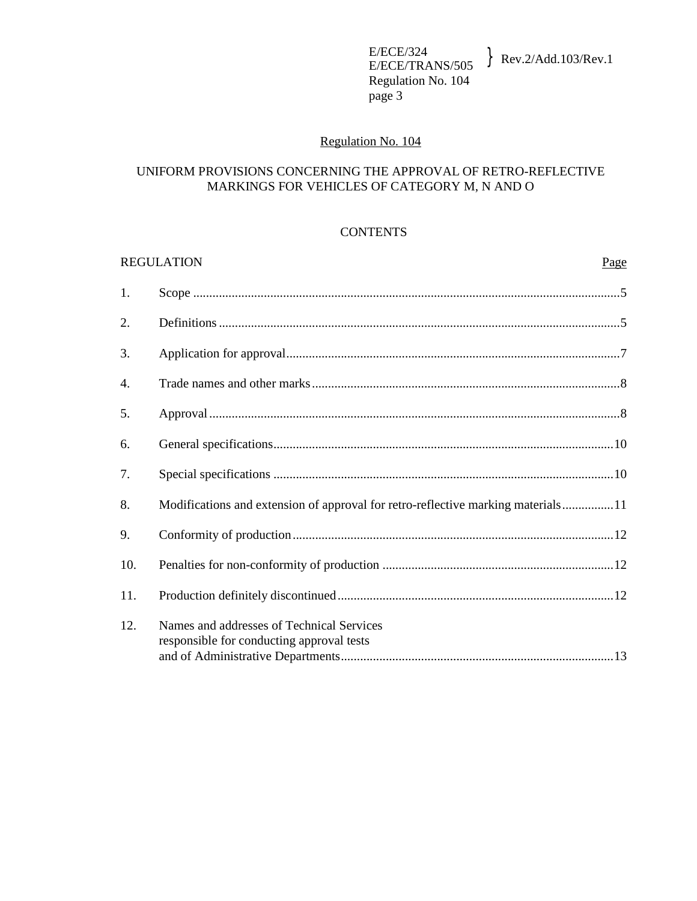## Regulation No. 104

## UNIFORM PROVISIONS CONCERNING THE APPROVAL OF RETRO-REFLECTIVE MARKINGS FOR VEHICLES OF CATEGORY M, N AND O

### CONTENTS

REGULATION — Page

1. Scope ... 5
2. Definitions ... 5
3. Application for approval ... 7
4. Trade names and other marks ... 8
5. Approval ... 8
6. General specifications ... 10
7. Special specifications ... 10
8. Modifications and extension of approval for retro-reflective marking materials ... 11
9. Conformity of production ... 12
10. Penalties for non-conformity of production ... 12
11. Production definitely discontinued ... 12
12. Names and addresses of Technical Services responsible for conducting approval tests and of Administrative Departments ... 13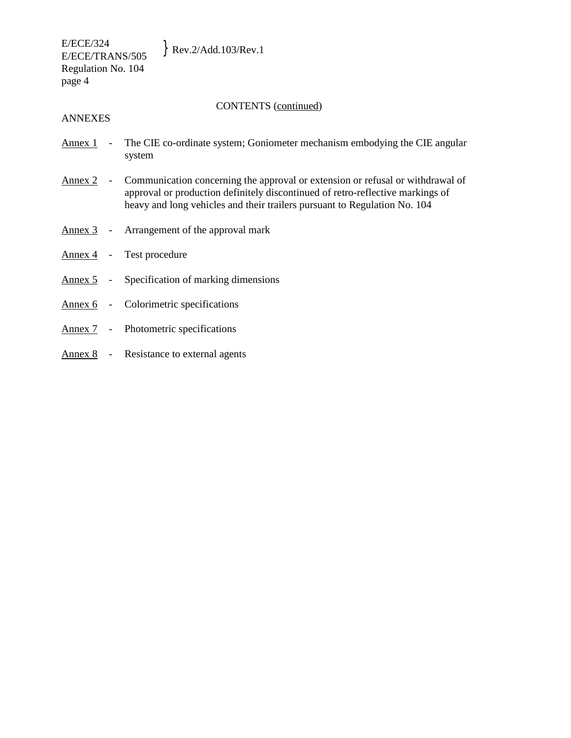CONTENTS (continued)

ANNEXES

Annex 1 - The CIE co-ordinate system; Goniometer mechanism embodying the CIE angular system

Annex 2 - Communication concerning the approval or extension or refusal or withdrawal of approval or production definitely discontinued of retro-reflective markings of heavy and long vehicles and their trailers pursuant to Regulation No. 104

Annex 3 - Arrangement of the approval mark

Annex 4 - Test procedure

Annex 5 - Specification of marking dimensions

Annex 6 - Colorimetric specifications

Annex 7 - Photometric specifications

Annex 8 - Resistance to external agents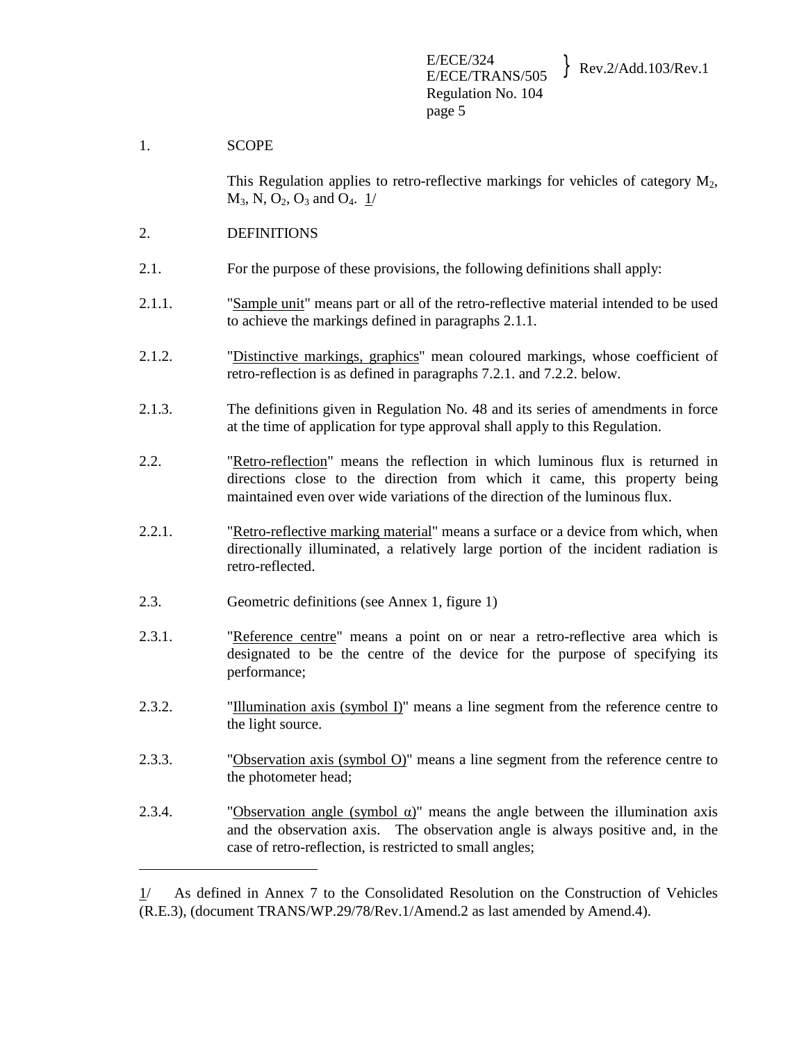1. SCOPE

This Regulation applies to retro-reflective markings for vehicles of category $M_2$, $M_3$, N, $O_2$, $O_3$ and $O_4$. 1/

2. DEFINITIONS

2.1. For the purpose of these provisions, the following definitions shall apply:

2.1.1. "Sample unit" means part or all of the retro-reflective material intended to be used to achieve the markings defined in paragraphs 2.1.1.

2.1.2. "Distinctive markings, graphics" mean coloured markings, whose coefficient of retro-reflection is as defined in paragraphs 7.2.1. and 7.2.2. below.

2.1.3. The definitions given in Regulation No. 48 and its series of amendments in force at the time of application for type approval shall apply to this Regulation.

2.2. "Retro-reflection" means the reflection in which luminous flux is returned in directions close to the direction from which it came, this property being maintained even over wide variations of the direction of the luminous flux.

2.2.1. "Retro-reflective marking material" means a surface or a device from which, when directionally illuminated, a relatively large portion of the incident radiation is retro-reflected.

2.3. Geometric definitions (see Annex 1, figure 1)

2.3.1. "Reference centre" means a point on or near a retro-reflective area which is designated to be the centre of the device for the purpose of specifying its performance;

2.3.2. "Illumination axis (symbol I)" means a line segment from the reference centre to the light source.

2.3.3. "Observation axis (symbol O)" means a line segment from the reference centre to the photometer head;

2.3.4. "Observation angle (symbol $\alpha$)" means the angle between the illumination axis and the observation axis. The observation angle is always positive and, in the case of retro-reflection, is restricted to small angles;

---

1/ As defined in Annex 7 to the Consolidated Resolution on the Construction of Vehicles (R.E.3), (document TRANS/WP.29/78/Rev.1/Amend.2 as last amended by Amend.4).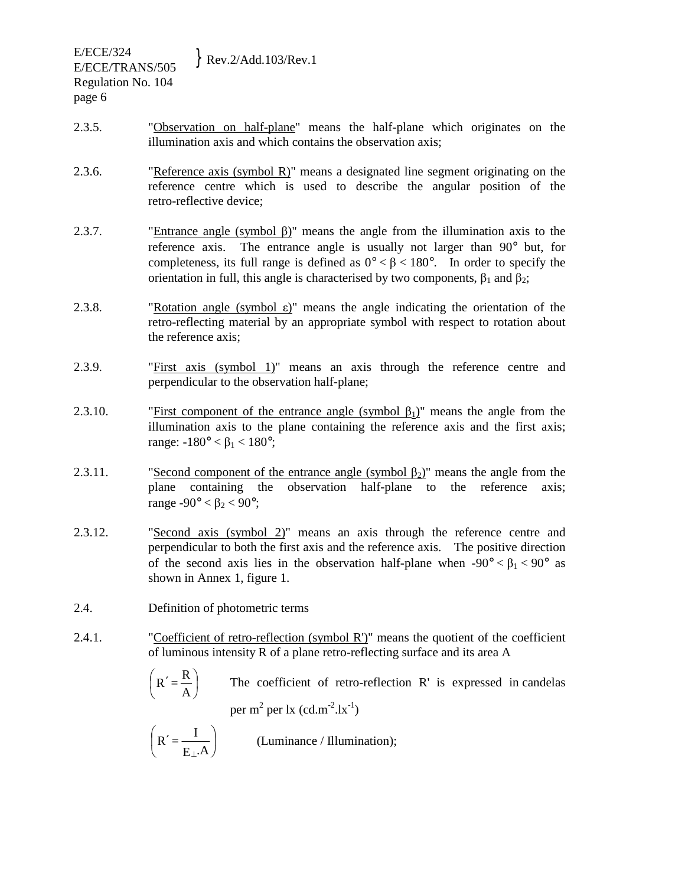2.3.5. "Observation on half-plane" means the half-plane which originates on the illumination axis and which contains the observation axis;

2.3.6. "Reference axis (symbol R)" means a designated line segment originating on the reference centre which is used to describe the angular position of the retro-reflective device;

2.3.7. "Entrance angle (symbol β)" means the angle from the illumination axis to the reference axis. The entrance angle is usually not larger than 90° but, for completeness, its full range is defined as $0° < \beta < 180°$. In order to specify the orientation in full, this angle is characterised by two components, $\beta_1$ and $\beta_2$;

2.3.8. "Rotation angle (symbol ε)" means the angle indicating the orientation of the retro-reflecting material by an appropriate symbol with respect to rotation about the reference axis;

2.3.9. "First axis (symbol 1)" means an axis through the reference centre and perpendicular to the observation half-plane;

2.3.10. "First component of the entrance angle (symbol $\beta_1$)" means the angle from the illumination axis to the plane containing the reference axis and the first axis; range: $-180° < \beta_1 < 180°$;

2.3.11. "Second component of the entrance angle (symbol $\beta_2$)" means the angle from the plane containing the observation half-plane to the reference axis; range $-90° < \beta_2 < 90°$;

2.3.12. "Second axis (symbol 2)" means an axis through the reference centre and perpendicular to both the first axis and the reference axis. The positive direction of the second axis lies in the observation half-plane when $-90° < \beta_1 < 90°$ as shown in Annex 1, figure 1.

2.4. Definition of photometric terms

2.4.1. "Coefficient of retro-reflection (symbol R')" means the quotient of the coefficient of luminous intensity R of a plane retro-reflecting surface and its area A

$\left( R' = \frac{R}{A} \right)$ The coefficient of retro-reflection R' is expressed in candelas per m² per lx ($cd.m^{-2}.lx^{-1}$)

$\left( R' = \frac{I}{E_{\perp}.A} \right)$ (Luminance / Illumination);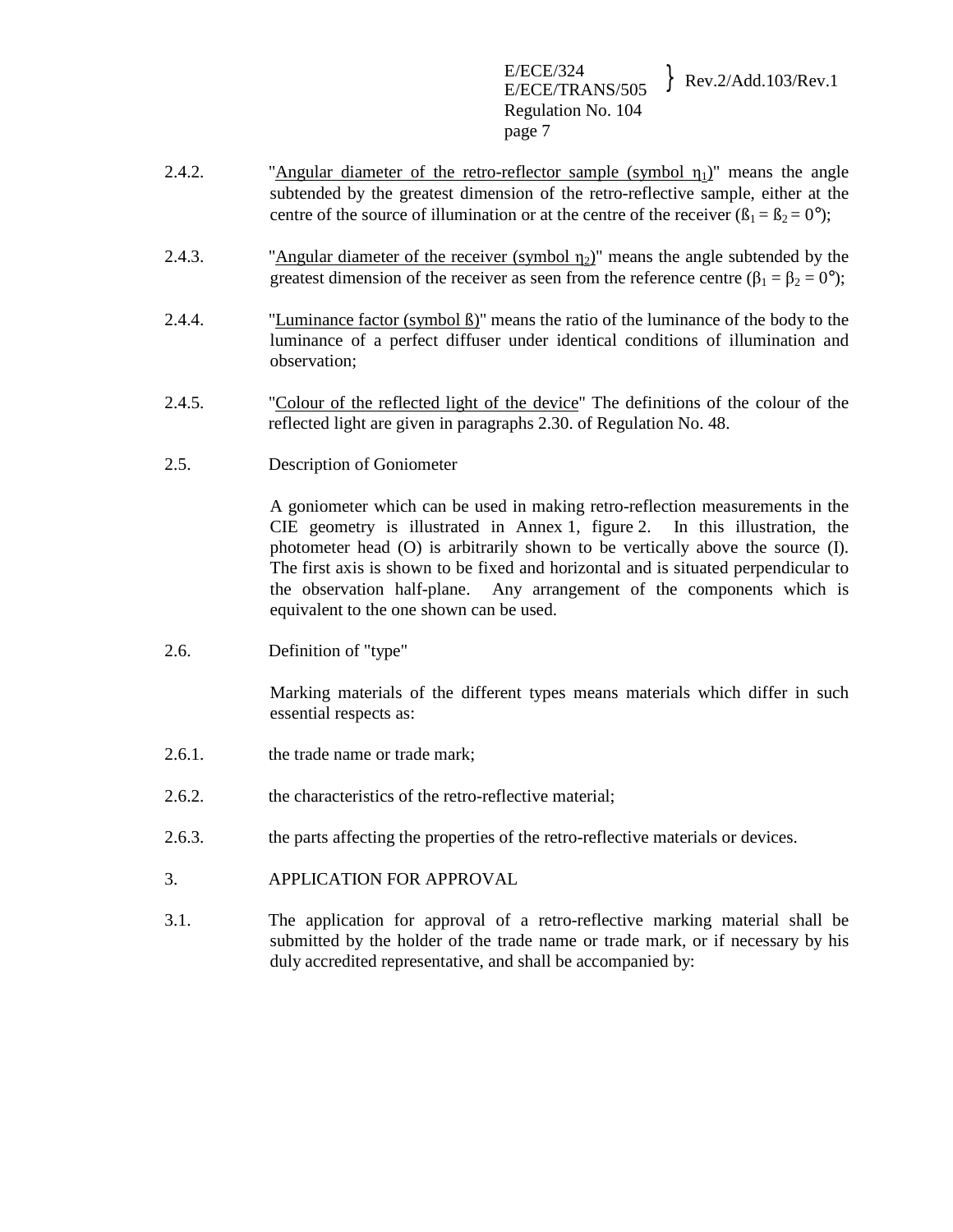2.4.2. "Angular diameter of the retro-reflector sample (symbol $\eta_1$)" means the angle subtended by the greatest dimension of the retro-reflective sample, either at the centre of the source of illumination or at the centre of the receiver ($ß_1 = ß_2 = 0°$);

2.4.3. "Angular diameter of the receiver (symbol $\eta_2$)" means the angle subtended by the greatest dimension of the receiver as seen from the reference centre ($\beta_1 = \beta_2 = 0°$);

2.4.4. "Luminance factor (symbol ß)" means the ratio of the luminance of the body to the luminance of a perfect diffuser under identical conditions of illumination and observation;

2.4.5. "Colour of the reflected light of the device" The definitions of the colour of the reflected light are given in paragraphs 2.30. of Regulation No. 48.

2.5. Description of Goniometer

A goniometer which can be used in making retro-reflection measurements in the CIE geometry is illustrated in Annex 1, figure 2. In this illustration, the photometer head (O) is arbitrarily shown to be vertically above the source (I). The first axis is shown to be fixed and horizontal and is situated perpendicular to the observation half-plane. Any arrangement of the components which is equivalent to the one shown can be used.

2.6. Definition of "type"

Marking materials of the different types means materials which differ in such essential respects as:

2.6.1. the trade name or trade mark;

2.6.2. the characteristics of the retro-reflective material;

2.6.3. the parts affecting the properties of the retro-reflective materials or devices.

3. APPLICATION FOR APPROVAL

3.1. The application for approval of a retro-reflective marking material shall be submitted by the holder of the trade name or trade mark, or if necessary by his duly accredited representative, and shall be accompanied by: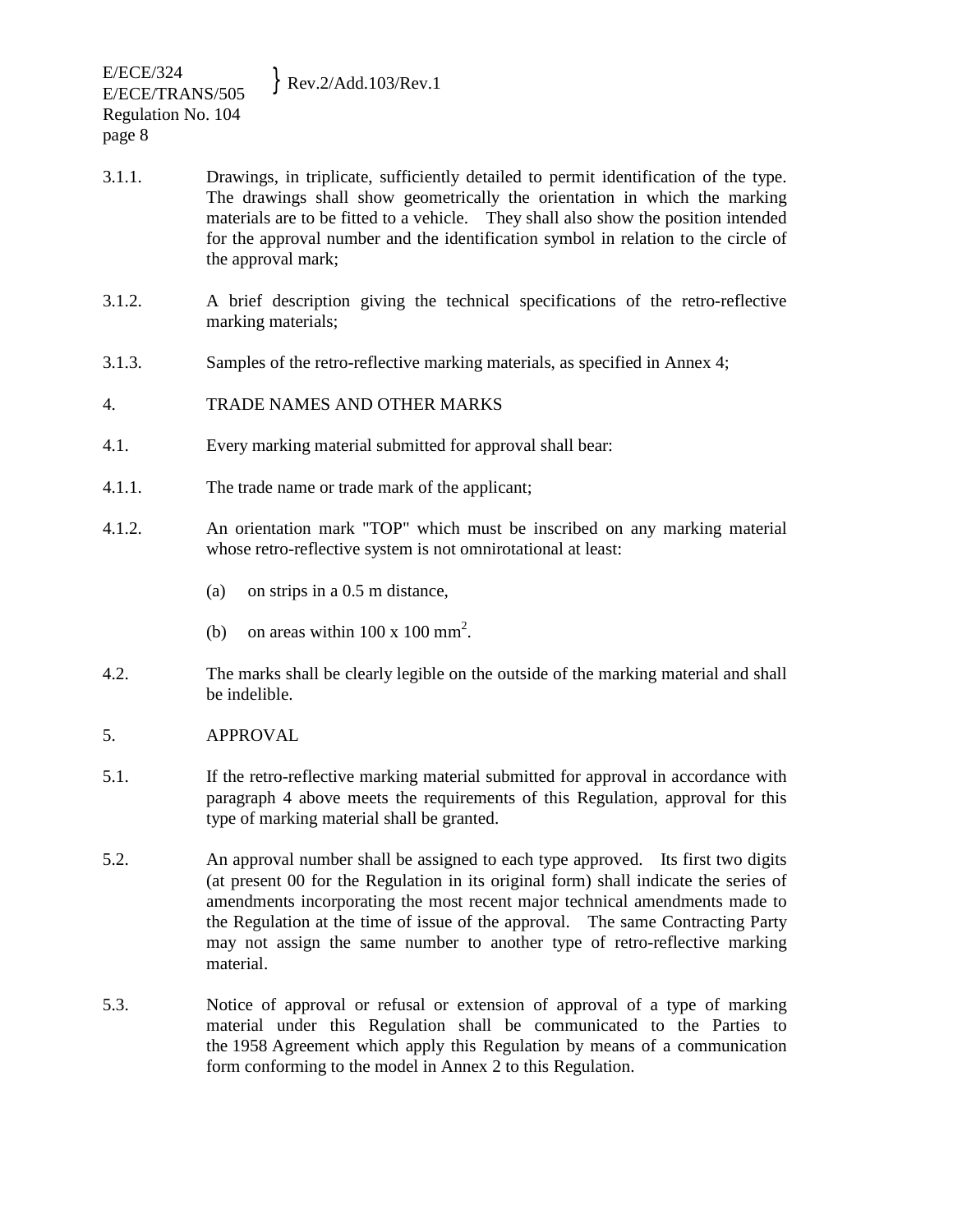3.1.1. Drawings, in triplicate, sufficiently detailed to permit identification of the type. The drawings shall show geometrically the orientation in which the marking materials are to be fitted to a vehicle. They shall also show the position intended for the approval number and the identification symbol in relation to the circle of the approval mark;

3.1.2. A brief description giving the technical specifications of the retro-reflective marking materials;

3.1.3. Samples of the retro-reflective marking materials, as specified in Annex 4;

## 4. TRADE NAMES AND OTHER MARKS

4.1. Every marking material submitted for approval shall bear:

4.1.1. The trade name or trade mark of the applicant;

4.1.2. An orientation mark "TOP" which must be inscribed on any marking material whose retro-reflective system is not omnirotational at least:

(a) on strips in a 0.5 m distance,

(b) on areas within 100 x 100 $mm^2$.

4.2. The marks shall be clearly legible on the outside of the marking material and shall be indelible.

## 5. APPROVAL

5.1. If the retro-reflective marking material submitted for approval in accordance with paragraph 4 above meets the requirements of this Regulation, approval for this type of marking material shall be granted.

5.2. An approval number shall be assigned to each type approved. Its first two digits (at present 00 for the Regulation in its original form) shall indicate the series of amendments incorporating the most recent major technical amendments made to the Regulation at the time of issue of the approval. The same Contracting Party may not assign the same number to another type of retro-reflective marking material.

5.3. Notice of approval or refusal or extension of approval of a type of marking material under this Regulation shall be communicated to the Parties to the 1958 Agreement which apply this Regulation by means of a communication form conforming to the model in Annex 2 to this Regulation.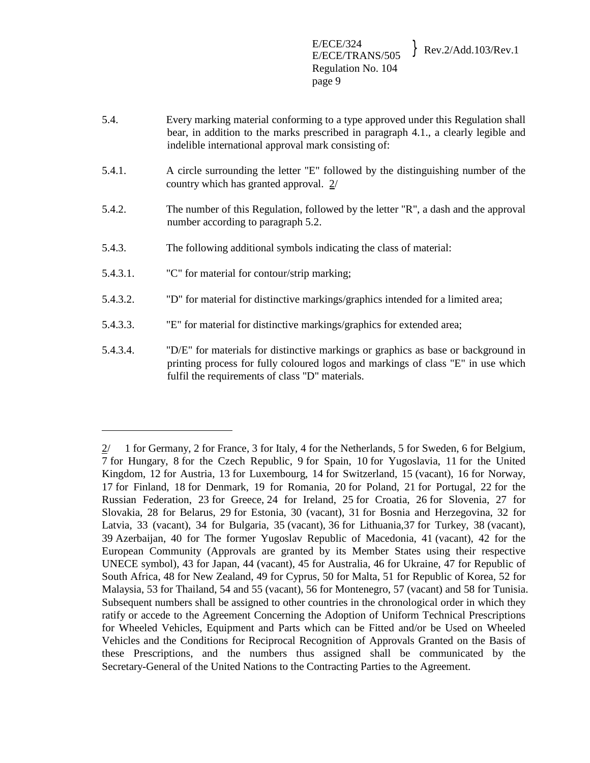5.4. Every marking material conforming to a type approved under this Regulation shall bear, in addition to the marks prescribed in paragraph 4.1., a clearly legible and indelible international approval mark consisting of:

5.4.1. A circle surrounding the letter "E" followed by the distinguishing number of the country which has granted approval. 2/

5.4.2. The number of this Regulation, followed by the letter "R", a dash and the approval number according to paragraph 5.2.

5.4.3. The following additional symbols indicating the class of material:

5.4.3.1. "C" for material for contour/strip marking;

5.4.3.2. "D" for material for distinctive markings/graphics intended for a limited area;

5.4.3.3. "E" for material for distinctive markings/graphics for extended area;

5.4.3.4. "D/E" for materials for distinctive markings or graphics as base or background in printing process for fully coloured logos and markings of class "E" in use which fulfil the requirements of class "D" materials.

---

2/ 1 for Germany, 2 for France, 3 for Italy, 4 for the Netherlands, 5 for Sweden, 6 for Belgium, 7 for Hungary, 8 for the Czech Republic, 9 for Spain, 10 for Yugoslavia, 11 for the United Kingdom, 12 for Austria, 13 for Luxembourg, 14 for Switzerland, 15 (vacant), 16 for Norway, 17 for Finland, 18 for Denmark, 19 for Romania, 20 for Poland, 21 for Portugal, 22 for the Russian Federation, 23 for Greece, 24 for Ireland, 25 for Croatia, 26 for Slovenia, 27 for Slovakia, 28 for Belarus, 29 for Estonia, 30 (vacant), 31 for Bosnia and Herzegovina, 32 for Latvia, 33 (vacant), 34 for Bulgaria, 35 (vacant), 36 for Lithuania,37 for Turkey, 38 (vacant), 39 Azerbaijan, 40 for The former Yugoslav Republic of Macedonia, 41 (vacant), 42 for the European Community (Approvals are granted by its Member States using their respective UNECE symbol), 43 for Japan, 44 (vacant), 45 for Australia, 46 for Ukraine, 47 for Republic of South Africa, 48 for New Zealand, 49 for Cyprus, 50 for Malta, 51 for Republic of Korea, 52 for Malaysia, 53 for Thailand, 54 and 55 (vacant), 56 for Montenegro, 57 (vacant) and 58 for Tunisia. Subsequent numbers shall be assigned to other countries in the chronological order in which they ratify or accede to the Agreement Concerning the Adoption of Uniform Technical Prescriptions for Wheeled Vehicles, Equipment and Parts which can be Fitted and/or be Used on Wheeled Vehicles and the Conditions for Reciprocal Recognition of Approvals Granted on the Basis of these Prescriptions, and the numbers thus assigned shall be communicated by the Secretary-General of the United Nations to the Contracting Parties to the Agreement.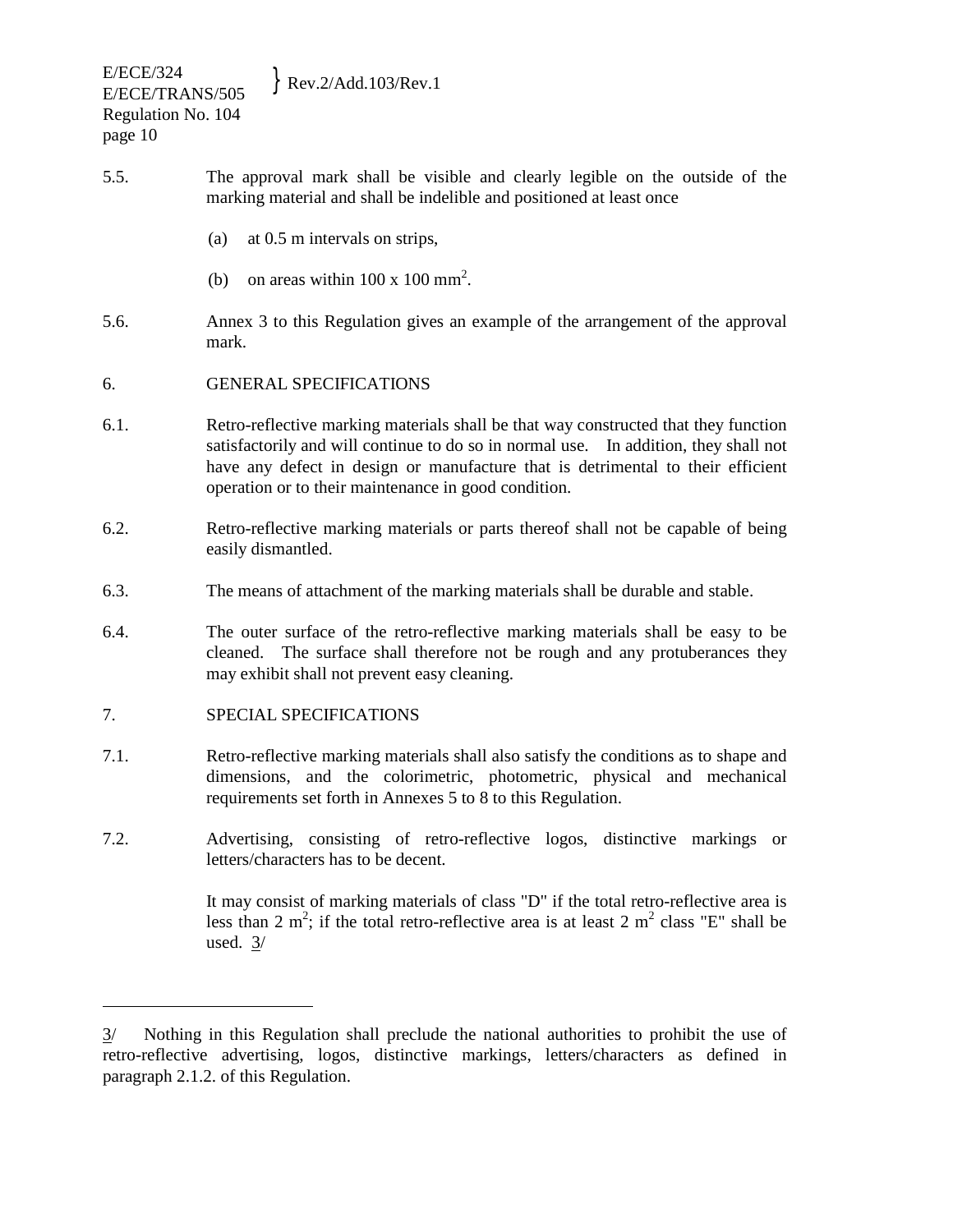5.5. The approval mark shall be visible and clearly legible on the outside of the marking material and shall be indelible and positioned at least once

(a) at 0.5 m intervals on strips,

(b) on areas within 100 x 100 $mm^2$.

5.6. Annex 3 to this Regulation gives an example of the arrangement of the approval mark.

## 6. GENERAL SPECIFICATIONS

6.1. Retro-reflective marking materials shall be that way constructed that they function satisfactorily and will continue to do so in normal use. In addition, they shall not have any defect in design or manufacture that is detrimental to their efficient operation or to their maintenance in good condition.

6.2. Retro-reflective marking materials or parts thereof shall not be capable of being easily dismantled.

6.3. The means of attachment of the marking materials shall be durable and stable.

6.4. The outer surface of the retro-reflective marking materials shall be easy to be cleaned. The surface shall therefore not be rough and any protuberances they may exhibit shall not prevent easy cleaning.

## 7. SPECIAL SPECIFICATIONS

7.1. Retro-reflective marking materials shall also satisfy the conditions as to shape and dimensions, and the colorimetric, photometric, physical and mechanical requirements set forth in Annexes 5 to 8 to this Regulation.

7.2. Advertising, consisting of retro-reflective logos, distinctive markings or letters/characters has to be decent.

It may consist of marking materials of class "D" if the total retro-reflective area is less than 2 $m^2$; if the total retro-reflective area is at least 2 $m^2$ class "E" shall be used. 3/

---

3/ Nothing in this Regulation shall preclude the national authorities to prohibit the use of retro-reflective advertising, logos, distinctive markings, letters/characters as defined in paragraph 2.1.2. of this Regulation.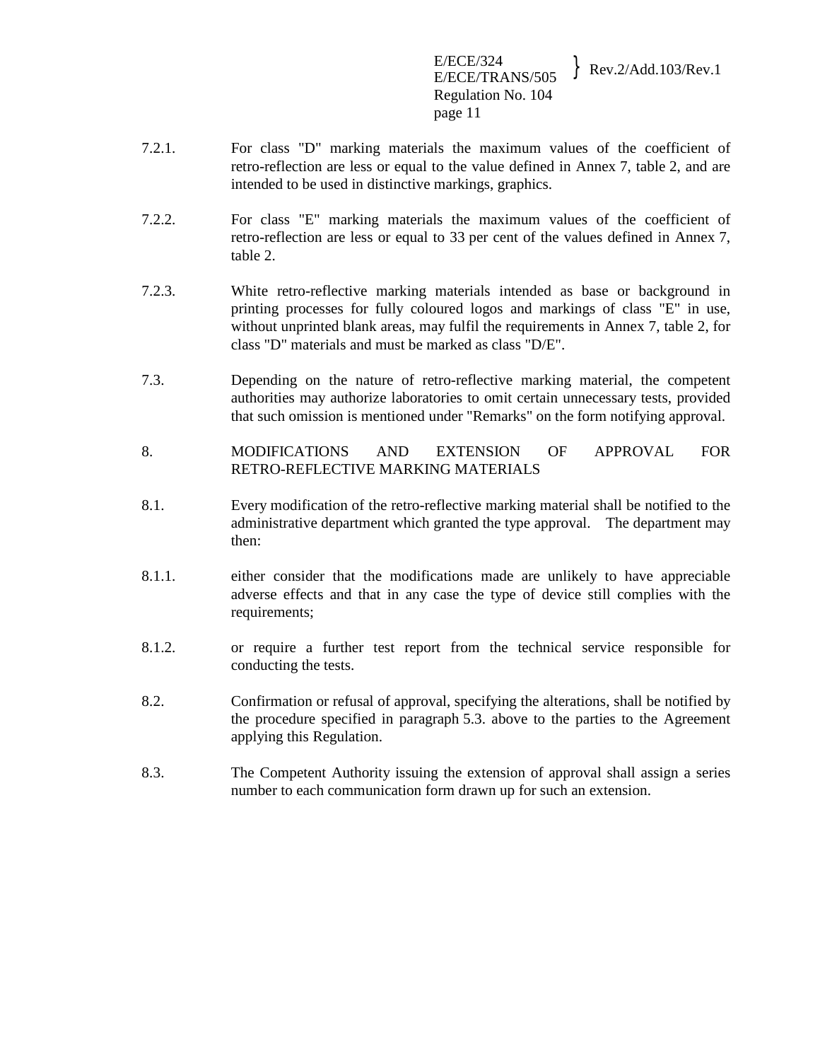7.2.1. For class "D" marking materials the maximum values of the coefficient of retro-reflection are less or equal to the value defined in Annex 7, table 2, and are intended to be used in distinctive markings, graphics.

7.2.2. For class "E" marking materials the maximum values of the coefficient of retro-reflection are less or equal to 33 per cent of the values defined in Annex 7, table 2.

7.2.3. White retro-reflective marking materials intended as base or background in printing processes for fully coloured logos and markings of class "E" in use, without unprinted blank areas, may fulfil the requirements in Annex 7, table 2, for class "D" materials and must be marked as class "D/E".

7.3. Depending on the nature of retro-reflective marking material, the competent authorities may authorize laboratories to omit certain unnecessary tests, provided that such omission is mentioned under "Remarks" on the form notifying approval.

## 8. MODIFICATIONS AND EXTENSION OF APPROVAL FOR RETRO-REFLECTIVE MARKING MATERIALS

8.1. Every modification of the retro-reflective marking material shall be notified to the administrative department which granted the type approval. The department may then:

8.1.1. either consider that the modifications made are unlikely to have appreciable adverse effects and that in any case the type of device still complies with the requirements;

8.1.2. or require a further test report from the technical service responsible for conducting the tests.

8.2. Confirmation or refusal of approval, specifying the alterations, shall be notified by the procedure specified in paragraph 5.3. above to the parties to the Agreement applying this Regulation.

8.3. The Competent Authority issuing the extension of approval shall assign a series number to each communication form drawn up for such an extension.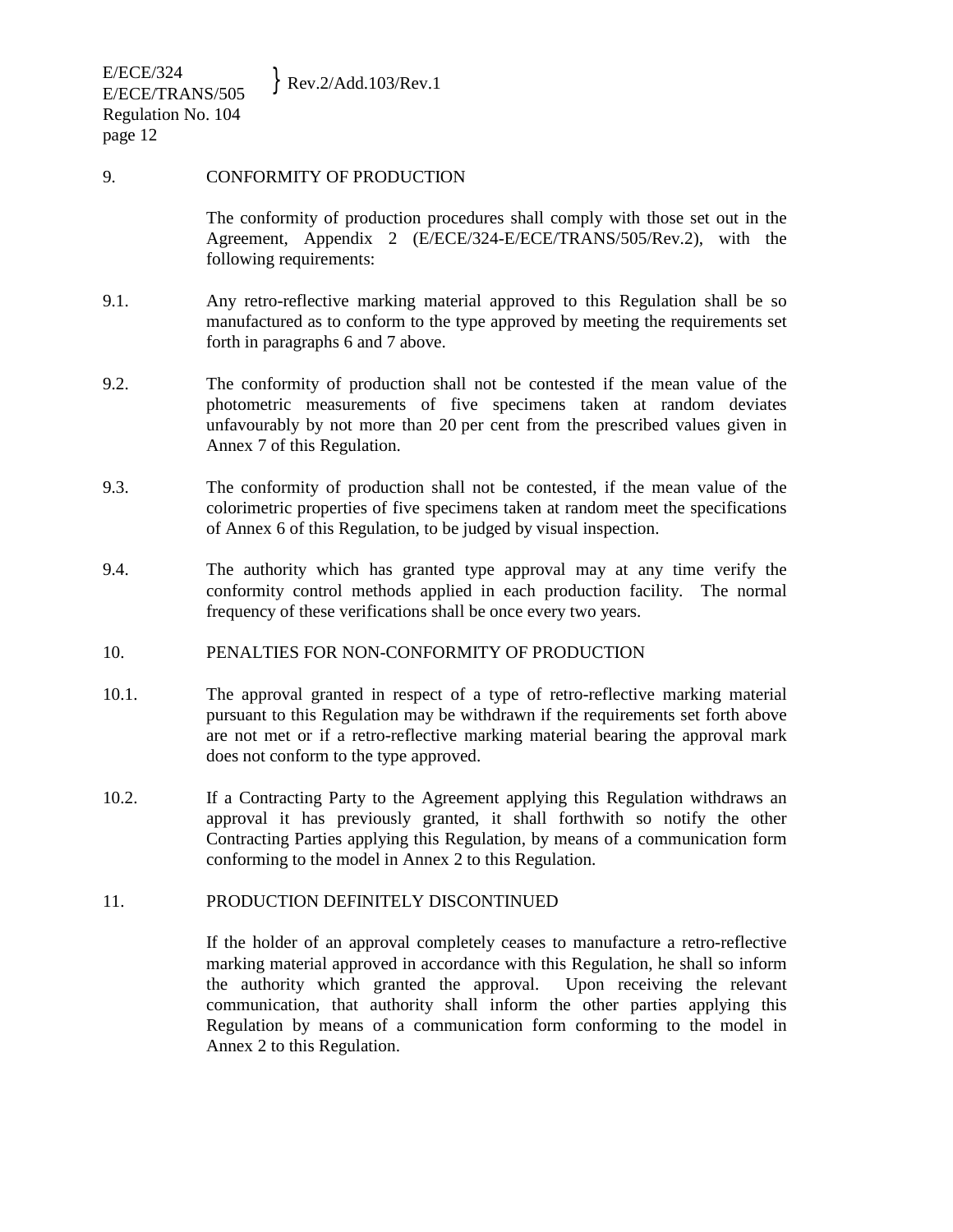## 9. CONFORMITY OF PRODUCTION

The conformity of production procedures shall comply with those set out in the Agreement, Appendix 2 (E/ECE/324-E/ECE/TRANS/505/Rev.2), with the following requirements:

9.1. Any retro-reflective marking material approved to this Regulation shall be so manufactured as to conform to the type approved by meeting the requirements set forth in paragraphs 6 and 7 above.

9.2. The conformity of production shall not be contested if the mean value of the photometric measurements of five specimens taken at random deviates unfavourably by not more than 20 per cent from the prescribed values given in Annex 7 of this Regulation.

9.3. The conformity of production shall not be contested, if the mean value of the colorimetric properties of five specimens taken at random meet the specifications of Annex 6 of this Regulation, to be judged by visual inspection.

9.4. The authority which has granted type approval may at any time verify the conformity control methods applied in each production facility. The normal frequency of these verifications shall be once every two years.

## 10. PENALTIES FOR NON-CONFORMITY OF PRODUCTION

10.1. The approval granted in respect of a type of retro-reflective marking material pursuant to this Regulation may be withdrawn if the requirements set forth above are not met or if a retro-reflective marking material bearing the approval mark does not conform to the type approved.

10.2. If a Contracting Party to the Agreement applying this Regulation withdraws an approval it has previously granted, it shall forthwith so notify the other Contracting Parties applying this Regulation, by means of a communication form conforming to the model in Annex 2 to this Regulation.

## 11. PRODUCTION DEFINITELY DISCONTINUED

If the holder of an approval completely ceases to manufacture a retro-reflective marking material approved in accordance with this Regulation, he shall so inform the authority which granted the approval. Upon receiving the relevant communication, that authority shall inform the other parties applying this Regulation by means of a communication form conforming to the model in Annex 2 to this Regulation.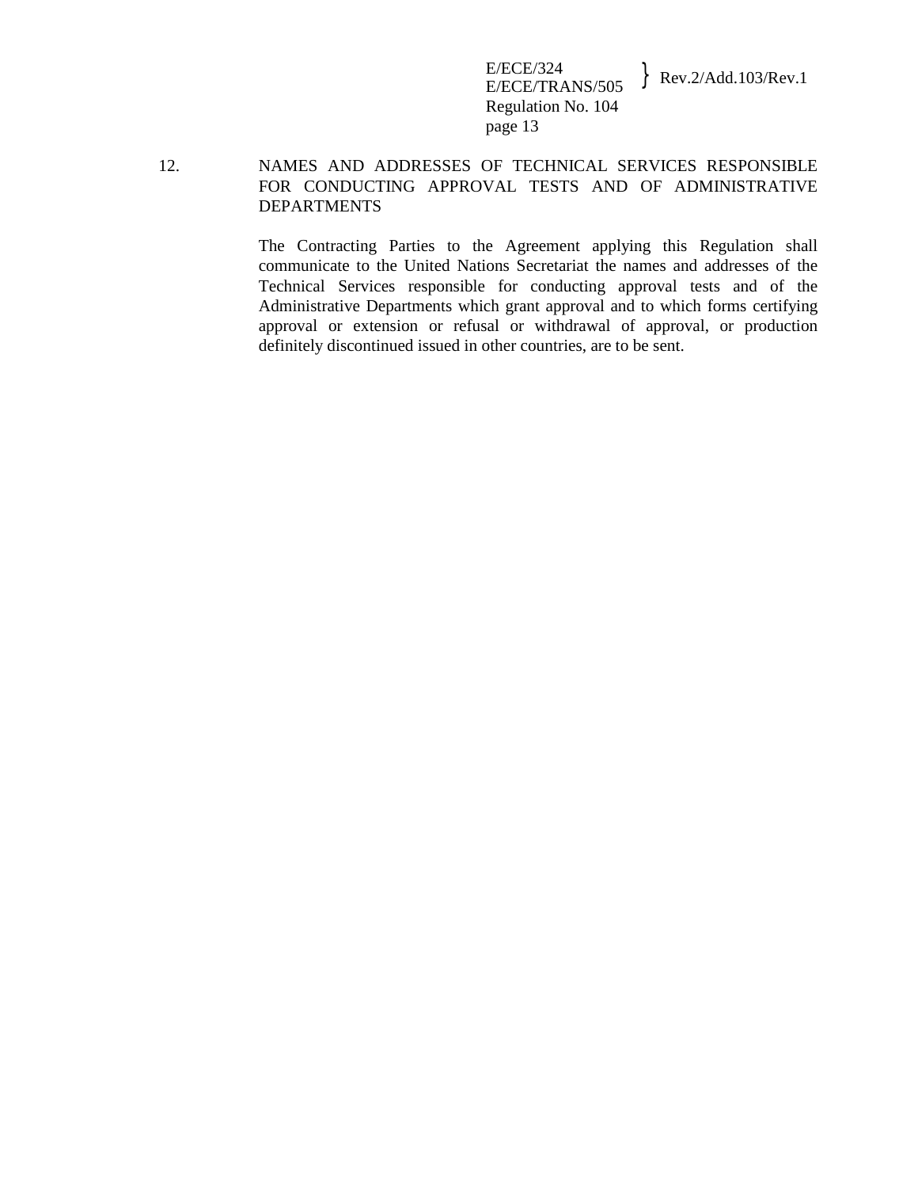## 12. NAMES AND ADDRESSES OF TECHNICAL SERVICES RESPONSIBLE FOR CONDUCTING APPROVAL TESTS AND OF ADMINISTRATIVE DEPARTMENTS

The Contracting Parties to the Agreement applying this Regulation shall communicate to the United Nations Secretariat the names and addresses of the Technical Services responsible for conducting approval tests and of the Administrative Departments which grant approval and to which forms certifying approval or extension or refusal or withdrawal of approval, or production definitely discontinued issued in other countries, are to be sent.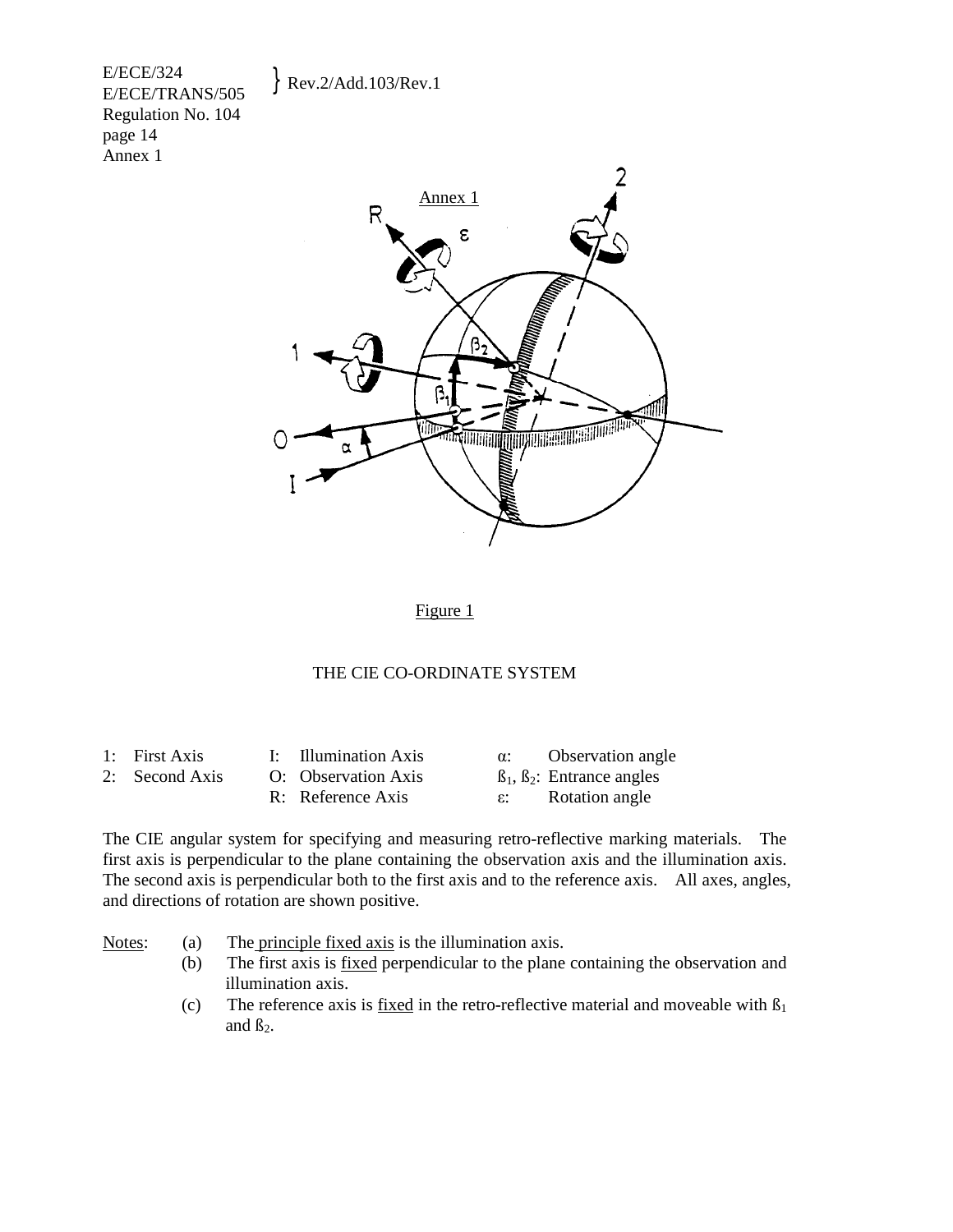## Annex 1

Figure 1

THE CIE CO-ORDINATE SYSTEM

| | | |
|---|---|---|
| 1: First Axis | I: Illumination Axis | α: Observation angle |
| 2: Second Axis | O: Observation Axis | $ß_1$, $ß_2$: Entrance angles |
| | R: Reference Axis | ε: Rotation angle |

The CIE angular system for specifying and measuring retro-reflective marking materials. The first axis is perpendicular to the plane containing the observation axis and the illumination axis. The second axis is perpendicular both to the first axis and to the reference axis. All axes, angles, and directions of rotation are shown positive.

Notes:

(a) The principle fixed axis is the illumination axis.

(b) The first axis is fixed perpendicular to the plane containing the observation and illumination axis.

(c) The reference axis is fixed in the retro-reflective material and moveable with $ß_1$ and $ß_2$.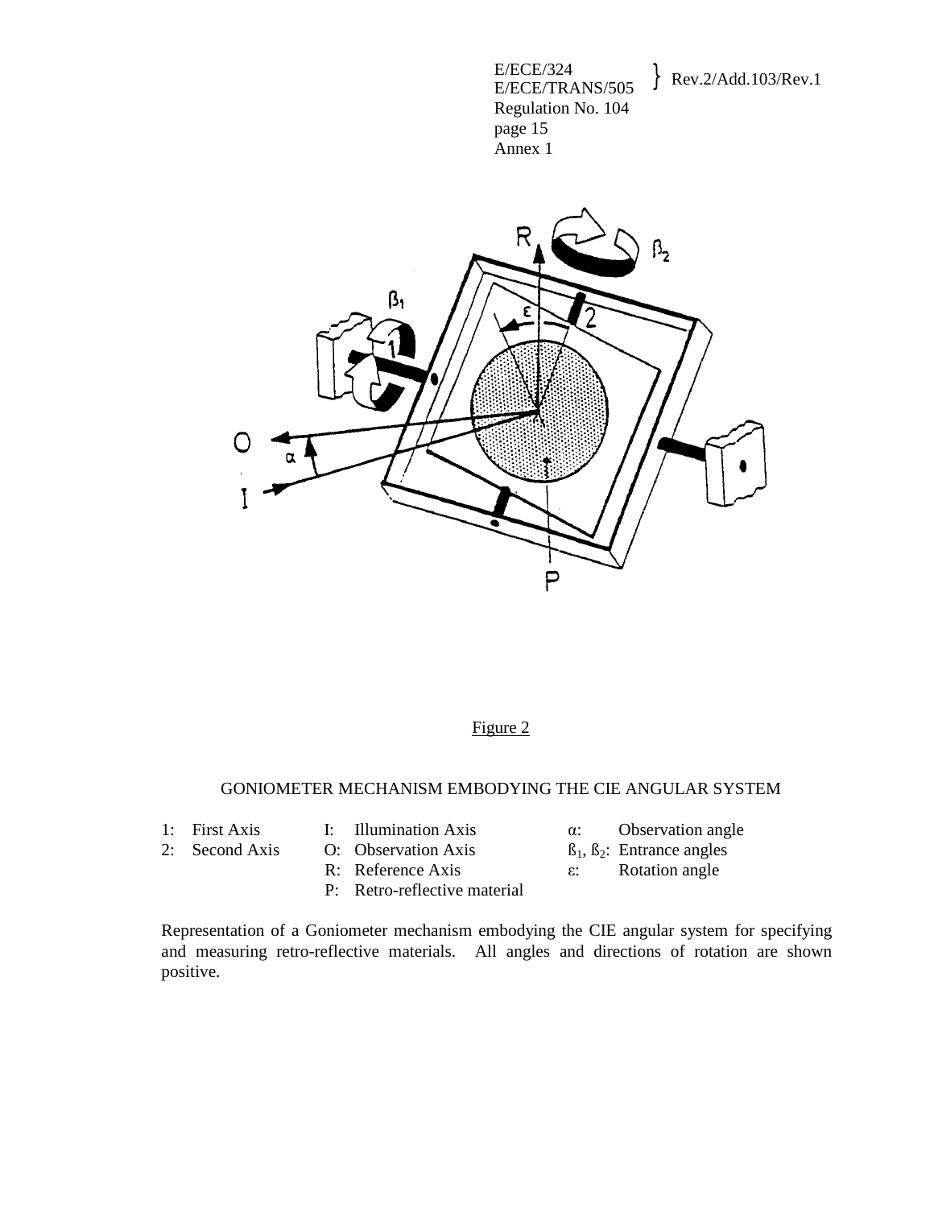Figure 2

GONIOMETER MECHANISM EMBODYING THE CIE ANGULAR SYSTEM

| | | | |
|---|---|---|---|
| 1: First Axis | I: Illumination Axis | $\alpha$: | Observation angle |
| 2: Second Axis | O: Observation Axis | $\beta_1$, $\beta_2$: | Entrance angles |
| | R: Reference Axis | $\varepsilon$: | Rotation angle |
| | P: Retro-reflective material | | |

Representation of a Goniometer mechanism embodying the CIE angular system for specifying and measuring retro-reflective materials. All angles and directions of rotation are shown positive.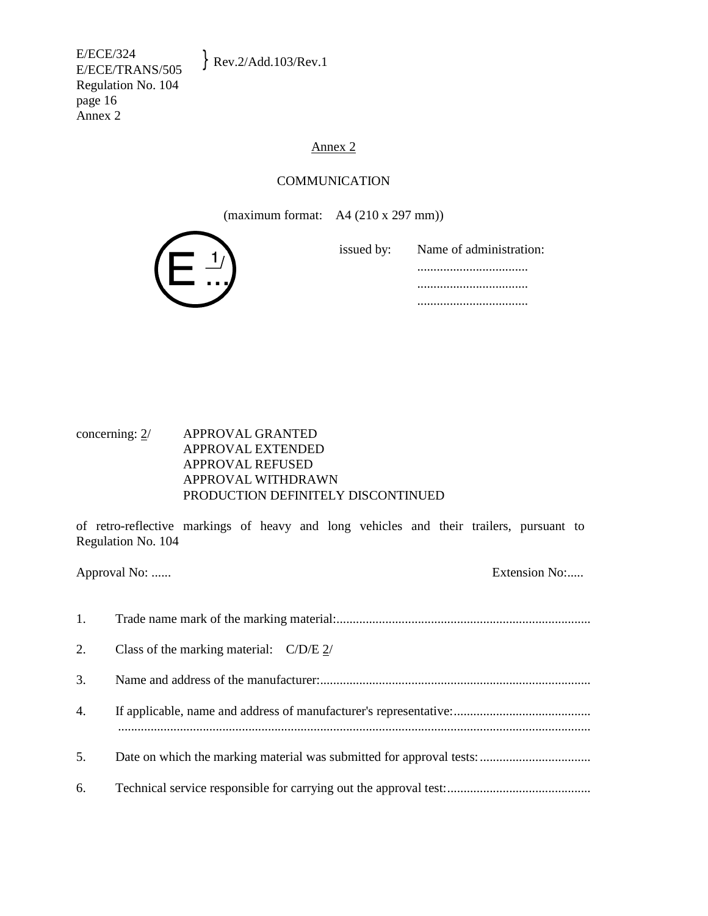## Annex 2

COMMUNICATION

(maximum format: A4 (210 x 297 mm))

E 1/ ...

issued by: Name of administration:
..................................
..................................
..................................

concerning: 2/ APPROVAL GRANTED
APPROVAL EXTENDED
APPROVAL REFUSED
APPROVAL WITHDRAWN
PRODUCTION DEFINITELY DISCONTINUED

of retro-reflective markings of heavy and long vehicles and their trailers, pursuant to Regulation No. 104

Approval No: ...... Extension No:.....

1. Trade name mark of the marking material:.............................................................................

2. Class of the marking material: C/D/E 2/

3. Name and address of the manufacturer:...................................................................................

4. If applicable, name and address of manufacturer's representative:..........................................
...............................................................................................................................................

5. Date on which the marking material was submitted for approval tests:..................................

6. Technical service responsible for carrying out the approval test:............................................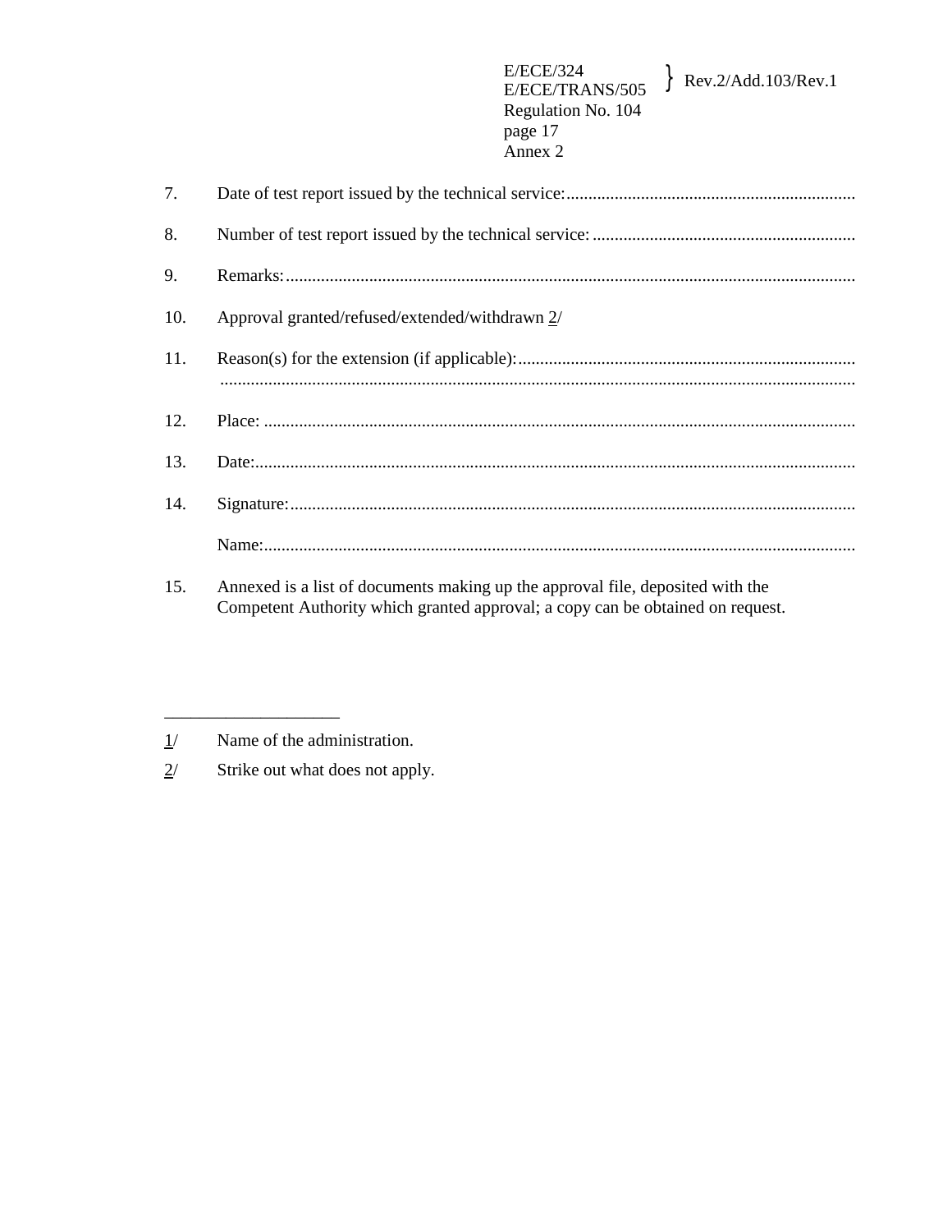7. Date of test report issued by the technical service:..................................................................

8. Number of test report issued by the technical service: ............................................................

9. Remarks:..................................................................................................................................

10. Approval granted/refused/extended/withdrawn 2/

11. Reason(s) for the extension (if applicable):.............................................................................
 ...............................................................................................................................................

12. Place: .......................................................................................................................................

13. Date:.........................................................................................................................................

14. Signature:.................................................................................................................................

 Name:.......................................................................................................................................

15. Annexed is a list of documents making up the approval file, deposited with the Competent Authority which granted approval; a copy can be obtained on request.

---

1/ Name of the administration.

2/ Strike out what does not apply.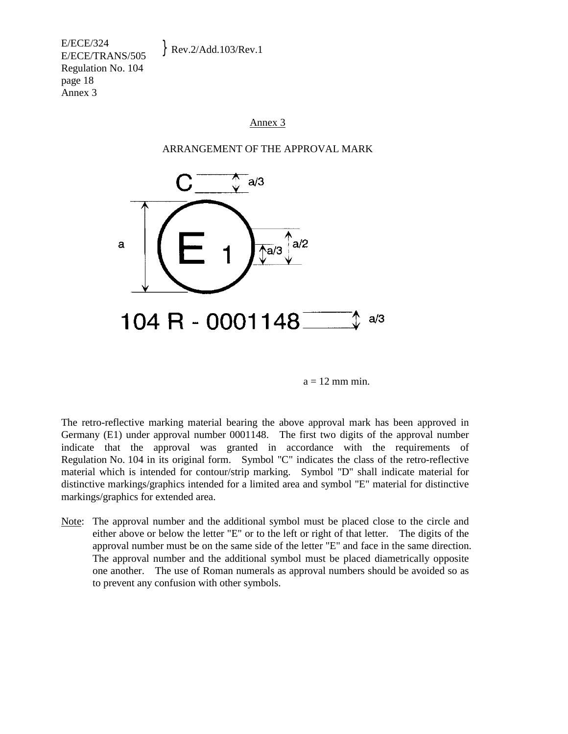## Annex 3

### ARRANGEMENT OF THE APPROVAL MARK

C

E 1

104 R - 0001148

a = 12 mm min.

The retro-reflective marking material bearing the above approval mark has been approved in Germany (E1) under approval number 0001148. The first two digits of the approval number indicate that the approval was granted in accordance with the requirements of Regulation No. 104 in its original form. Symbol "C" indicates the class of the retro-reflective material which is intended for contour/strip marking. Symbol "D" shall indicate material for distinctive markings/graphics intended for a limited area and symbol "E" material for distinctive markings/graphics for extended area.

Note: The approval number and the additional symbol must be placed close to the circle and either above or below the letter "E" or to the left or right of that letter. The digits of the approval number must be on the same side of the letter "E" and face in the same direction. The approval number and the additional symbol must be placed diametrically opposite one another. The use of Roman numerals as approval numbers should be avoided so as to prevent any confusion with other symbols.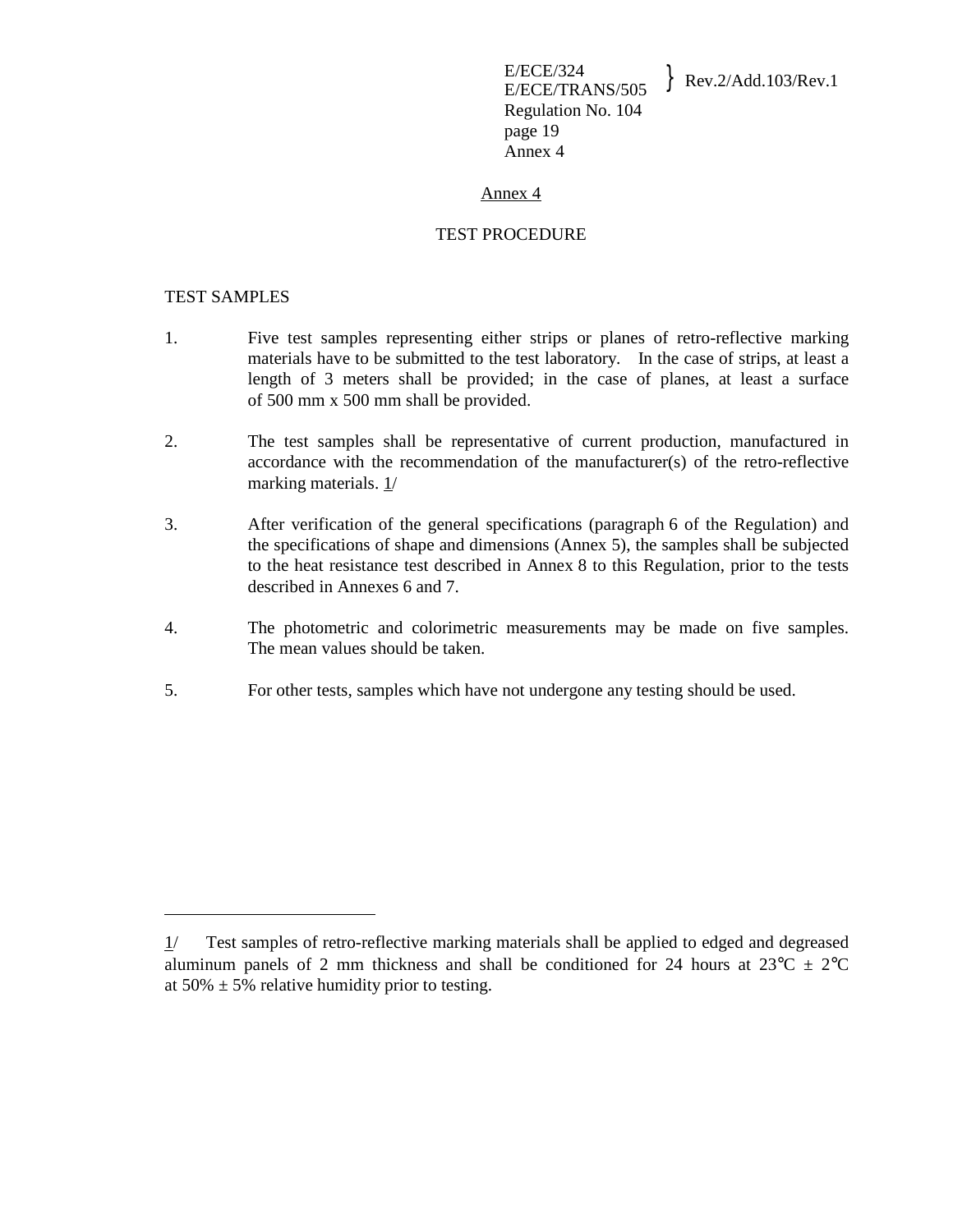## Annex 4

### TEST PROCEDURE

TEST SAMPLES

1. Five test samples representing either strips or planes of retro-reflective marking materials have to be submitted to the test laboratory. In the case of strips, at least a length of 3 meters shall be provided; in the case of planes, at least a surface of 500 mm x 500 mm shall be provided.

2. The test samples shall be representative of current production, manufactured in accordance with the recommendation of the manufacturer(s) of the retro-reflective marking materials. 1/

3. After verification of the general specifications (paragraph 6 of the Regulation) and the specifications of shape and dimensions (Annex 5), the samples shall be subjected to the heat resistance test described in Annex 8 to this Regulation, prior to the tests described in Annexes 6 and 7.

4. The photometric and colorimetric measurements may be made on five samples. The mean values should be taken.

5. For other tests, samples which have not undergone any testing should be used.

---

1/ Test samples of retro-reflective marking materials shall be applied to edged and degreased aluminum panels of 2 mm thickness and shall be conditioned for 24 hours at 23°C ± 2°C at 50% ± 5% relative humidity prior to testing.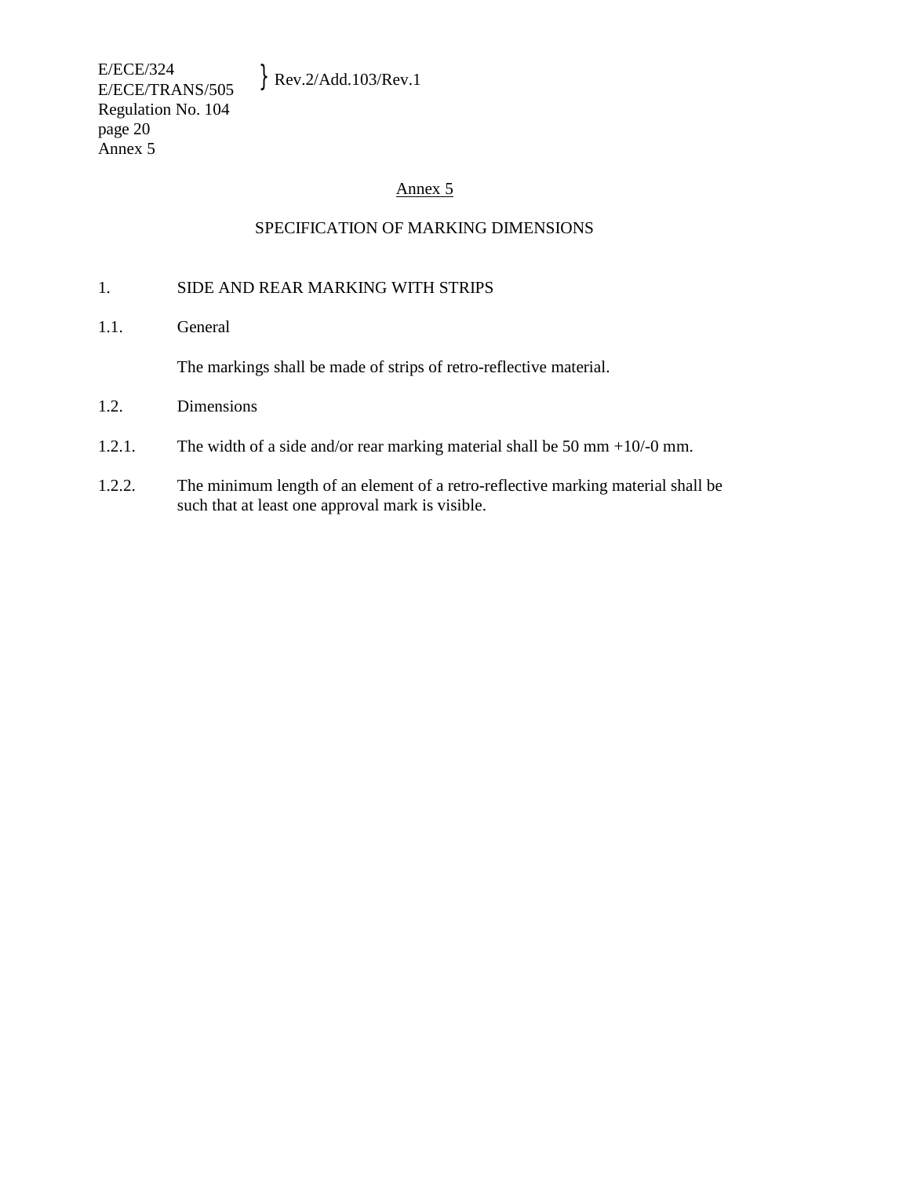# Annex 5

## SPECIFICATION OF MARKING DIMENSIONS

1. SIDE AND REAR MARKING WITH STRIPS

1.1. General

The markings shall be made of strips of retro-reflective material.

1.2. Dimensions

1.2.1. The width of a side and/or rear marking material shall be 50 mm +10/-0 mm.

1.2.2. The minimum length of an element of a retro-reflective marking material shall be such that at least one approval mark is visible.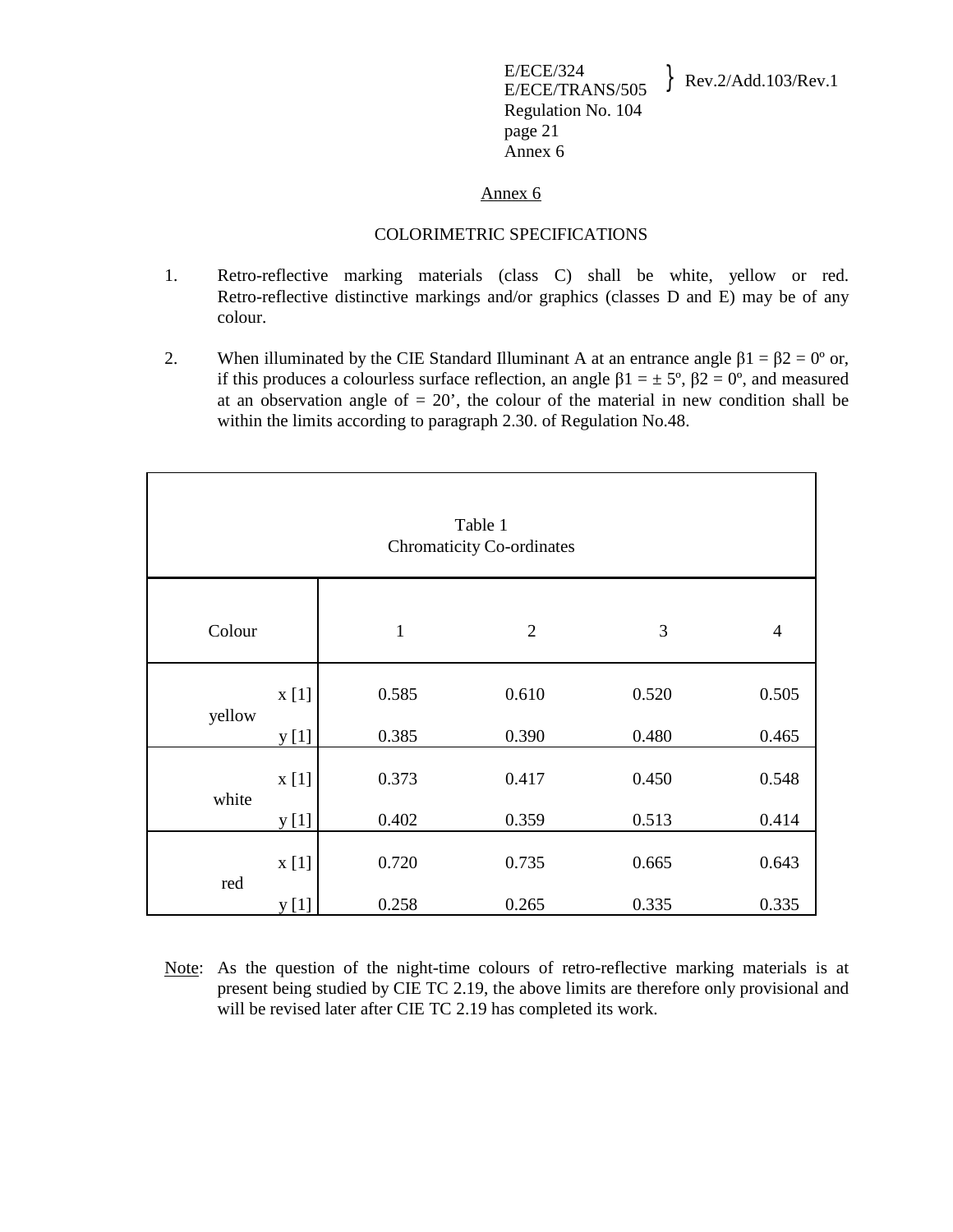## Annex 6

## COLORIMETRIC SPECIFICATIONS

1. Retro-reflective marking materials (class C) shall be white, yellow or red. Retro-reflective distinctive markings and/or graphics (classes D and E) may be of any colour.

2. When illuminated by the CIE Standard Illuminant A at an entrance angle $\beta_1 = \beta_2 = 0°$ or, if this produces a colourless surface reflection, an angle $\beta_1 = \pm 5°$, $\beta_2 = 0°$, and measured at an observation angle of = 20', the colour of the material in new condition shall be within the limits according to paragraph 2.30. of Regulation No.48.

Table 1
Chromaticity Co-ordinates

| Colour | | 1 | 2 | 3 | 4 |
|---|---|---|---|---|---|
| yellow | x [1] | 0.585 | 0.610 | 0.520 | 0.505 |
| | y [1] | 0.385 | 0.390 | 0.480 | 0.465 |
| white | x [1] | 0.373 | 0.417 | 0.450 | 0.548 |
| | y [1] | 0.402 | 0.359 | 0.513 | 0.414 |
| red | x [1] | 0.720 | 0.735 | 0.665 | 0.643 |
| | y [1] | 0.258 | 0.265 | 0.335 | 0.335 |

Note: As the question of the night-time colours of retro-reflective marking materials is at present being studied by CIE TC 2.19, the above limits are therefore only provisional and will be revised later after CIE TC 2.19 has completed its work.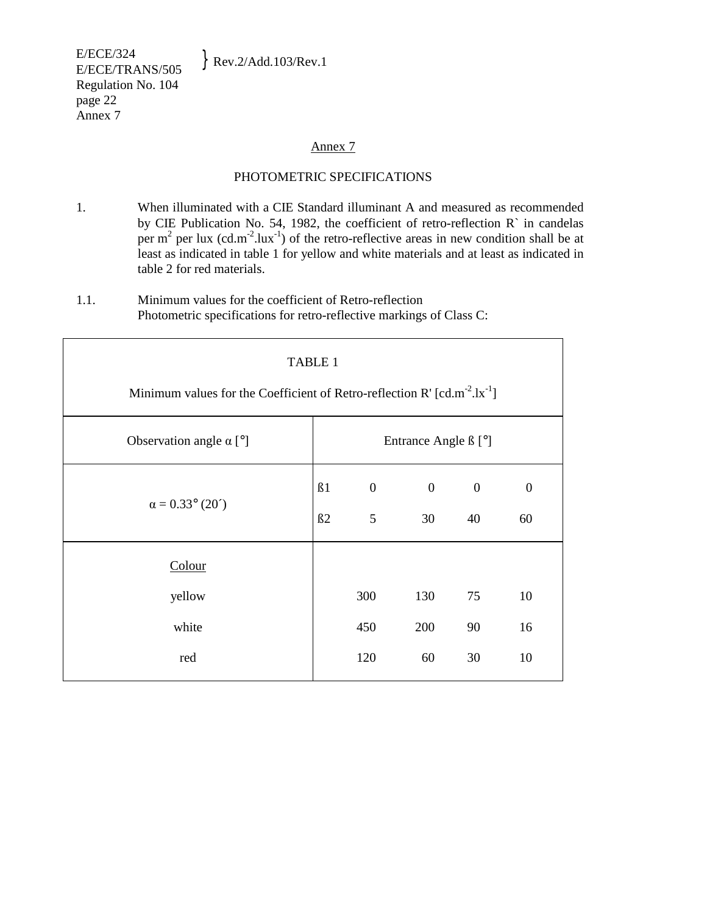Annex 7

PHOTOMETRIC SPECIFICATIONS

1. When illuminated with a CIE Standard illuminant A and measured as recommended by CIE Publication No. 54, 1982, the coefficient of retro-reflection R` in candelas per $m^2$ per lux ($cd.m^{-2}.lux^{-1}$) of the retro-reflective areas in new condition shall be at least as indicated in table 1 for yellow and white materials and at least as indicated in table 2 for red materials.

1.1. Minimum values for the coefficient of Retro-reflection
Photometric specifications for retro-reflective markings of Class C:

TABLE 1

Minimum values for the Coefficient of Retro-reflection R' [$cd.m^{-2}.lx^{-1}$]

| Observation angle α [°] | Entrance Angle ß [°] | | | | |
|---|---|---|---|---|---|
| α = 0.33° (20´) | ß1 | 0 | 0 | 0 | 0 |
| | ß2 | 5 | 30 | 40 | 60 |
| Colour | | | | | |
| yellow | | 300 | 130 | 75 | 10 |
| white | | 450 | 200 | 90 | 16 |
| red | | 120 | 60 | 30 | 10 |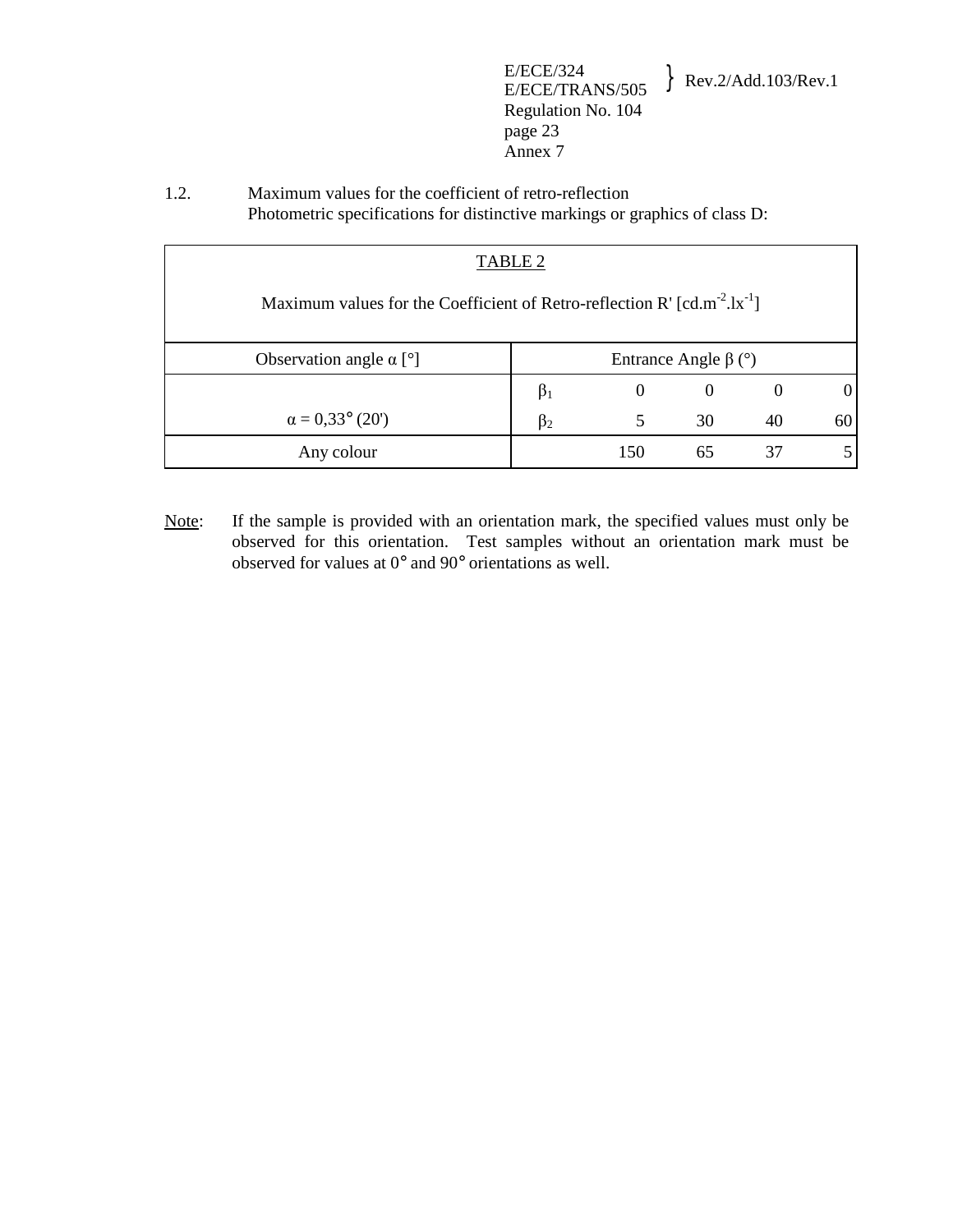1.2. Maximum values for the coefficient of retro-reflection
Photometric specifications for distinctive markings or graphics of class D:

TABLE 2

Maximum values for the Coefficient of Retro-reflection R' [cd.m$^{-2}$.lx$^{-1}$]

| Observation angle α [°] | Entrance Angle β (°) | | | | |
|---|---|---|---|---|---|
| | $\beta_1$ | 0 | 0 | 0 | 0 |
| α = 0,33° (20') | $\beta_2$ | 5 | 30 | 40 | 60 |
| Any colour | | 150 | 65 | 37 | 5 |

Note: If the sample is provided with an orientation mark, the specified values must only be observed for this orientation. Test samples without an orientation mark must be observed for values at 0° and 90° orientations as well.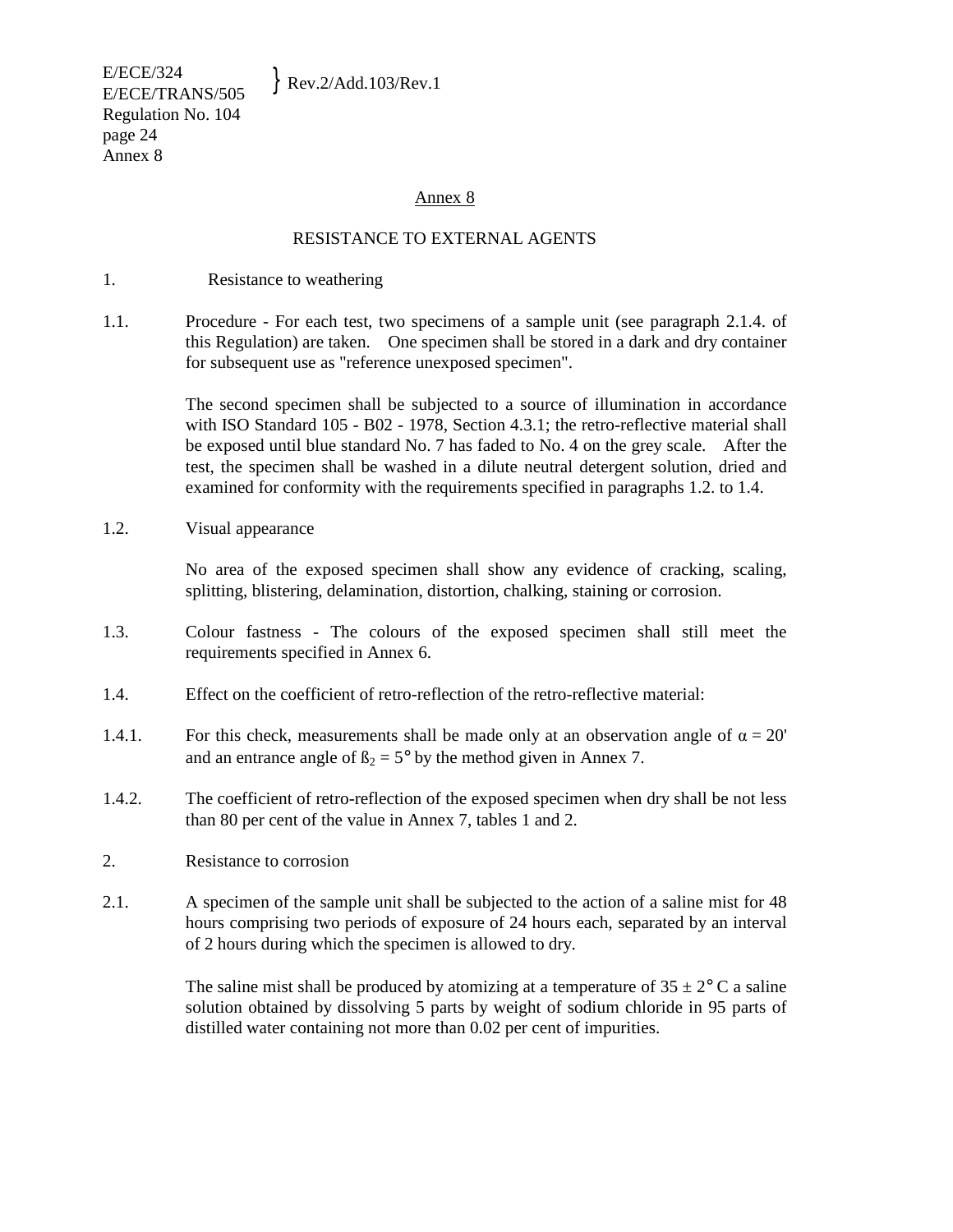## Annex 8

## RESISTANCE TO EXTERNAL AGENTS

1. Resistance to weathering

1.1. Procedure - For each test, two specimens of a sample unit (see paragraph 2.1.4. of this Regulation) are taken. One specimen shall be stored in a dark and dry container for subsequent use as "reference unexposed specimen".

The second specimen shall be subjected to a source of illumination in accordance with ISO Standard 105 - B02 - 1978, Section 4.3.1; the retro-reflective material shall be exposed until blue standard No. 7 has faded to No. 4 on the grey scale. After the test, the specimen shall be washed in a dilute neutral detergent solution, dried and examined for conformity with the requirements specified in paragraphs 1.2. to 1.4.

1.2. Visual appearance

No area of the exposed specimen shall show any evidence of cracking, scaling, splitting, blistering, delamination, distortion, chalking, staining or corrosion.

1.3. Colour fastness - The colours of the exposed specimen shall still meet the requirements specified in Annex 6.

1.4. Effect on the coefficient of retro-reflection of the retro-reflective material:

1.4.1. For this check, measurements shall be made only at an observation angle of $\alpha = 20'$ and an entrance angle of $\beta_2 = 5°$ by the method given in Annex 7.

1.4.2. The coefficient of retro-reflection of the exposed specimen when dry shall be not less than 80 per cent of the value in Annex 7, tables 1 and 2.

2. Resistance to corrosion

2.1. A specimen of the sample unit shall be subjected to the action of a saline mist for 48 hours comprising two periods of exposure of 24 hours each, separated by an interval of 2 hours during which the specimen is allowed to dry.

The saline mist shall be produced by atomizing at a temperature of $35 \pm 2°$ C a saline solution obtained by dissolving 5 parts by weight of sodium chloride in 95 parts of distilled water containing not more than 0.02 per cent of impurities.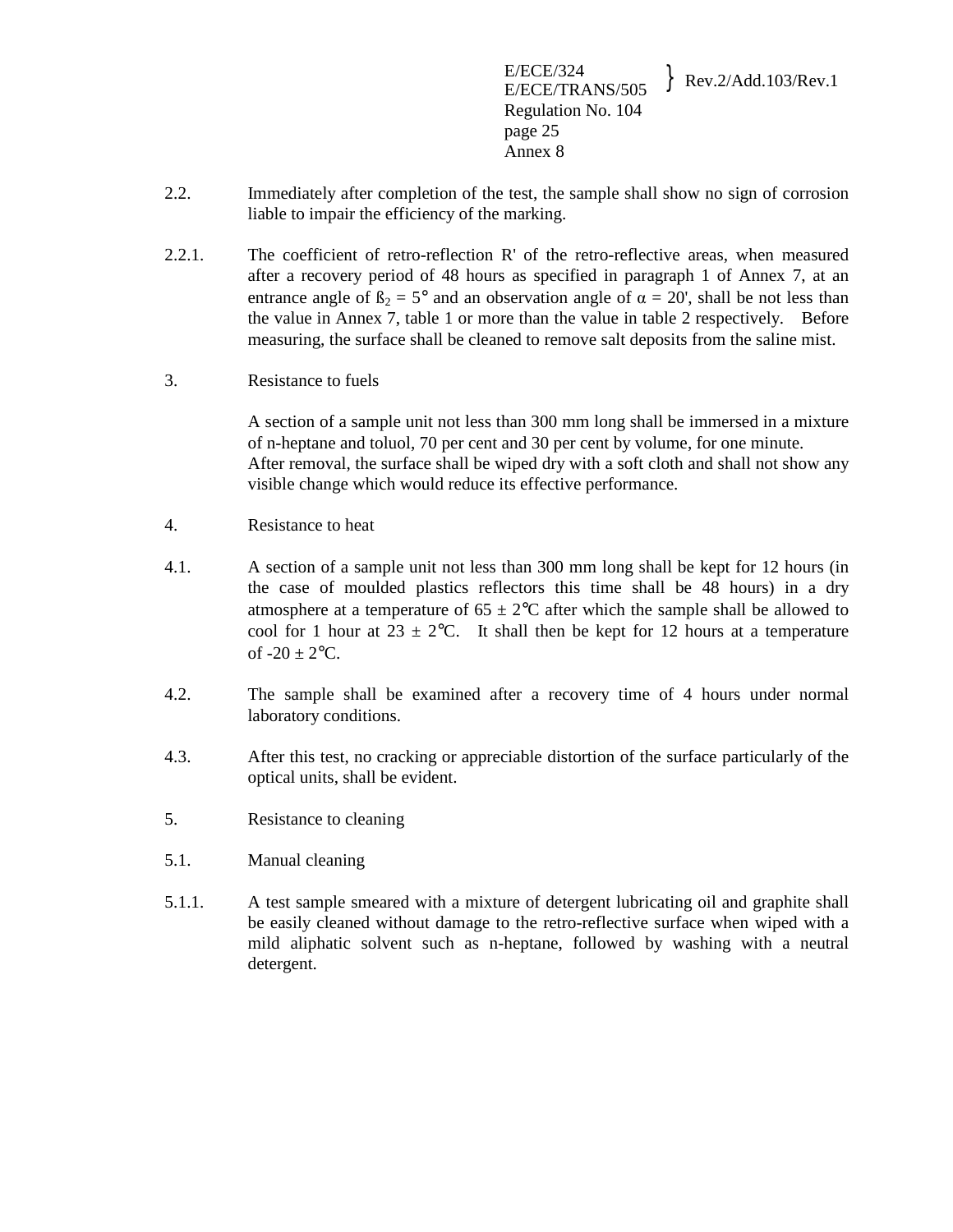2.2. Immediately after completion of the test, the sample shall show no sign of corrosion liable to impair the efficiency of the marking.

2.2.1. The coefficient of retro-reflection R' of the retro-reflective areas, when measured after a recovery period of 48 hours as specified in paragraph 1 of Annex 7, at an entrance angle of $ß_2 = 5°$ and an observation angle of $\alpha = 20'$, shall be not less than the value in Annex 7, table 1 or more than the value in table 2 respectively. Before measuring, the surface shall be cleaned to remove salt deposits from the saline mist.

3. Resistance to fuels

A section of a sample unit not less than 300 mm long shall be immersed in a mixture of n-heptane and toluol, 70 per cent and 30 per cent by volume, for one minute. After removal, the surface shall be wiped dry with a soft cloth and shall not show any visible change which would reduce its effective performance.

4. Resistance to heat

4.1. A section of a sample unit not less than 300 mm long shall be kept for 12 hours (in the case of moulded plastics reflectors this time shall be 48 hours) in a dry atmosphere at a temperature of 65 ± 2°C after which the sample shall be allowed to cool for 1 hour at 23 ± 2°C. It shall then be kept for 12 hours at a temperature of -20 ± 2°C.

4.2. The sample shall be examined after a recovery time of 4 hours under normal laboratory conditions.

4.3. After this test, no cracking or appreciable distortion of the surface particularly of the optical units, shall be evident.

5. Resistance to cleaning

5.1. Manual cleaning

5.1.1. A test sample smeared with a mixture of detergent lubricating oil and graphite shall be easily cleaned without damage to the retro-reflective surface when wiped with a mild aliphatic solvent such as n-heptane, followed by washing with a neutral detergent.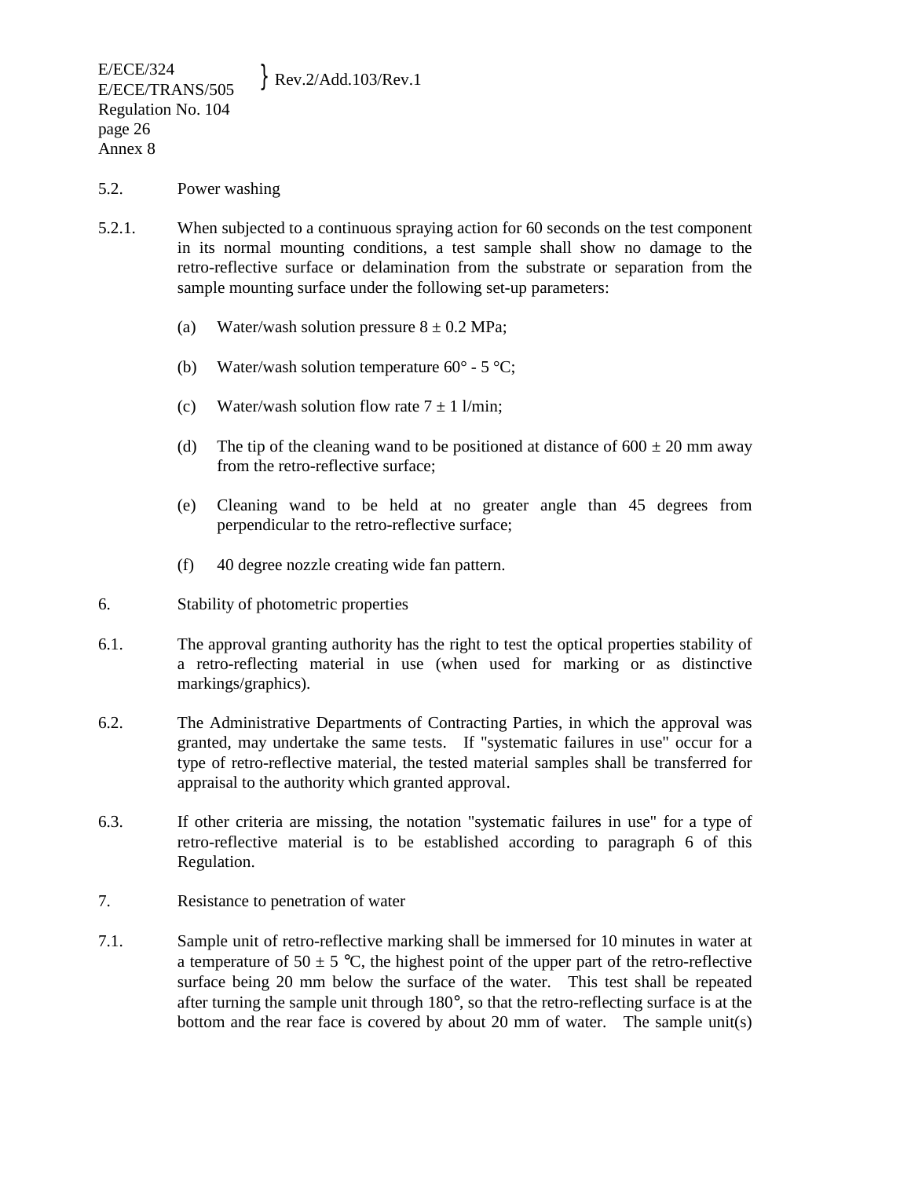5.2. Power washing

5.2.1. When subjected to a continuous spraying action for 60 seconds on the test component in its normal mounting conditions, a test sample shall show no damage to the retro-reflective surface or delamination from the substrate or separation from the sample mounting surface under the following set-up parameters:

(a) Water/wash solution pressure 8 ± 0.2 MPa;

(b) Water/wash solution temperature 60° - 5 °C;

(c) Water/wash solution flow rate 7 ± 1 l/min;

(d) The tip of the cleaning wand to be positioned at distance of 600 ± 20 mm away from the retro-reflective surface;

(e) Cleaning wand to be held at no greater angle than 45 degrees from perpendicular to the retro-reflective surface;

(f) 40 degree nozzle creating wide fan pattern.

6. Stability of photometric properties

6.1. The approval granting authority has the right to test the optical properties stability of a retro-reflecting material in use (when used for marking or as distinctive markings/graphics).

6.2. The Administrative Departments of Contracting Parties, in which the approval was granted, may undertake the same tests. If "systematic failures in use" occur for a type of retro-reflective material, the tested material samples shall be transferred for appraisal to the authority which granted approval.

6.3. If other criteria are missing, the notation "systematic failures in use" for a type of retro-reflective material is to be established according to paragraph 6 of this Regulation.

7. Resistance to penetration of water

7.1. Sample unit of retro-reflective marking shall be immersed for 10 minutes in water at a temperature of 50 ± 5 °C, the highest point of the upper part of the retro-reflective surface being 20 mm below the surface of the water. This test shall be repeated after turning the sample unit through 180°, so that the retro-reflecting surface is at the bottom and the rear face is covered by about 20 mm of water. The sample unit(s)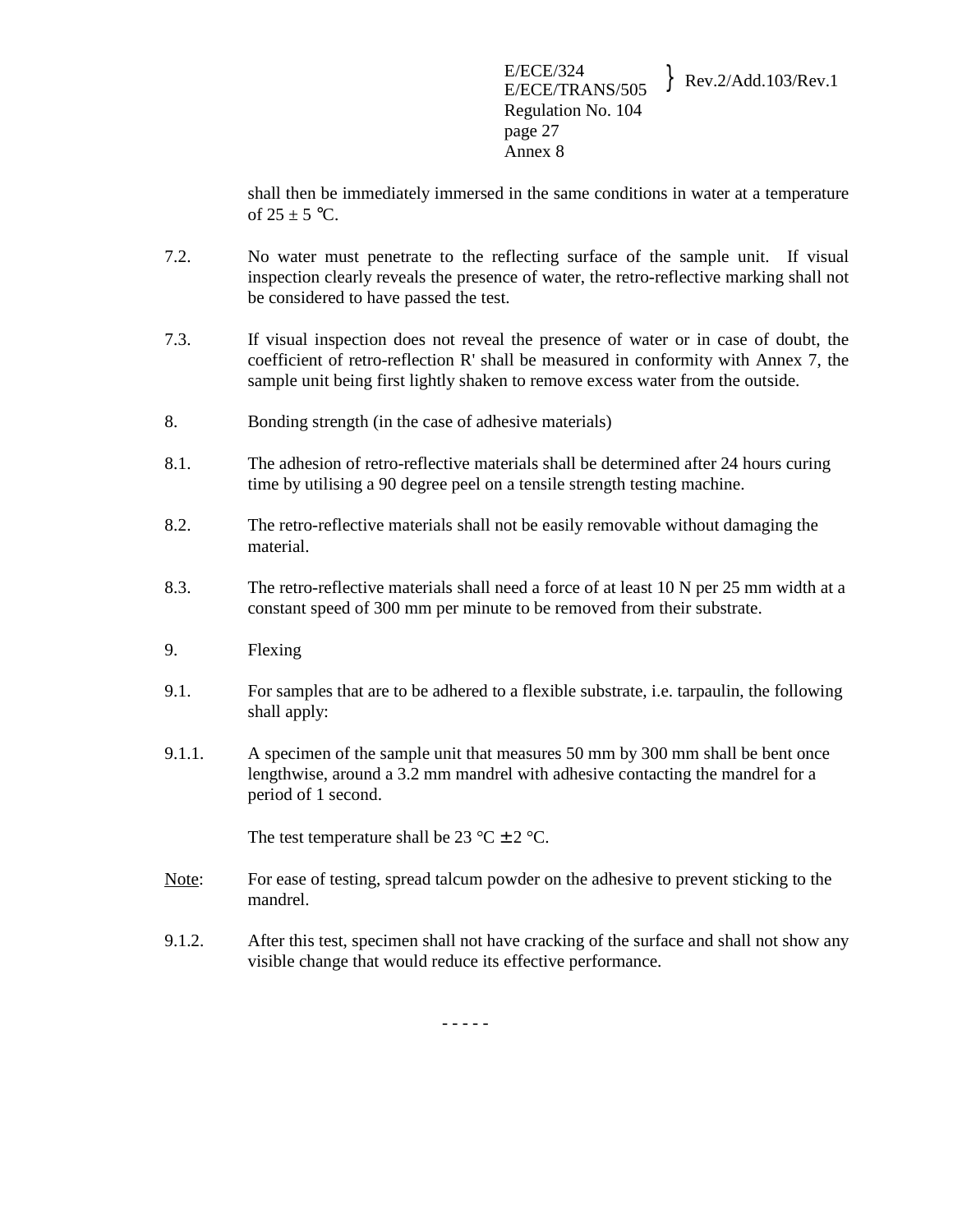shall then be immediately immersed in the same conditions in water at a temperature of 25 ± 5 °C.

7.2. No water must penetrate to the reflecting surface of the sample unit. If visual inspection clearly reveals the presence of water, the retro-reflective marking shall not be considered to have passed the test.

7.3. If visual inspection does not reveal the presence of water or in case of doubt, the coefficient of retro-reflection R' shall be measured in conformity with Annex 7, the sample unit being first lightly shaken to remove excess water from the outside.

8. Bonding strength (in the case of adhesive materials)

8.1. The adhesion of retro-reflective materials shall be determined after 24 hours curing time by utilising a 90 degree peel on a tensile strength testing machine.

8.2. The retro-reflective materials shall not be easily removable without damaging the material.

8.3. The retro-reflective materials shall need a force of at least 10 N per 25 mm width at a constant speed of 300 mm per minute to be removed from their substrate.

9. Flexing

9.1. For samples that are to be adhered to a flexible substrate, i.e. tarpaulin, the following shall apply:

9.1.1. A specimen of the sample unit that measures 50 mm by 300 mm shall be bent once lengthwise, around a 3.2 mm mandrel with adhesive contacting the mandrel for a period of 1 second.

The test temperature shall be 23 °C ± 2 °C.

Note: For ease of testing, spread talcum powder on the adhesive to prevent sticking to the mandrel.

9.1.2. After this test, specimen shall not have cracking of the surface and shall not show any visible change that would reduce its effective performance.

- - - - -